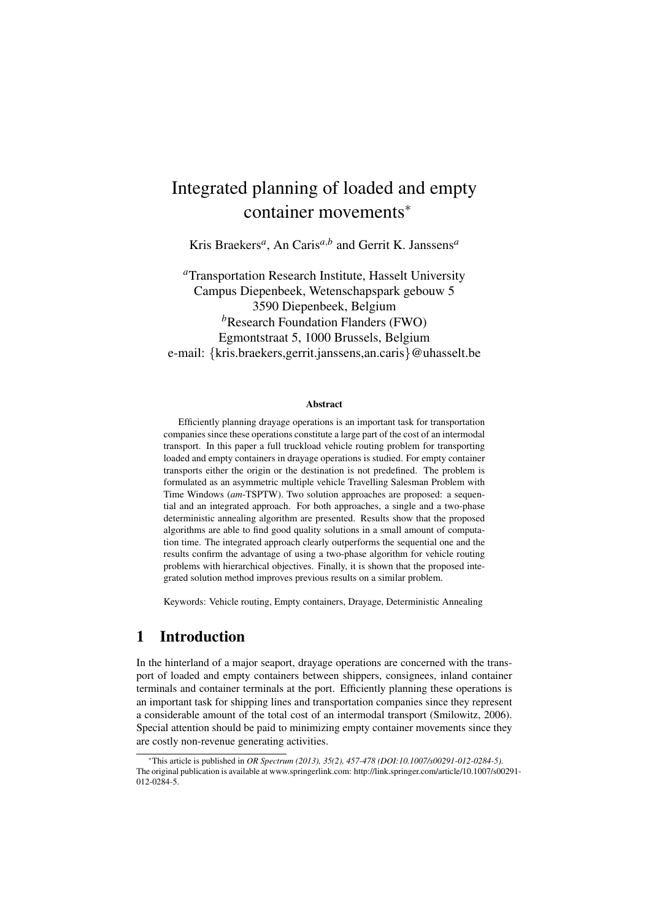# Integrated planning of loaded and empty container movements*

Kris Braekers[a], An Caris[a,b] and Gerrit K. Janssens[a]

[a]Transportation Research Institute, Hasselt University
Campus Diepenbeek, Wetenschapspark gebouw 5
3590 Diepenbeek, Belgium
[b]Research Foundation Flanders (FWO)
Egmontstraat 5, 1000 Brussels, Belgium
e-mail: {kris.braekers,gerrit.janssens,an.caris}@uhasselt.be

**Abstract**

Efficiently planning drayage operations is an important task for transportation companies since these operations constitute a large part of the cost of an intermodal transport. In this paper a full truckload vehicle routing problem for transporting loaded and empty containers in drayage operations is studied. For empty container transports either the origin or the destination is not predefined. The problem is formulated as an asymmetric multiple vehicle Travelling Salesman Problem with Time Windows (*am*-TSPTW). Two solution approaches are proposed: a sequential and an integrated approach. For both approaches, a single and a two-phase deterministic annealing algorithm are presented. Results show that the proposed algorithms are able to find good quality solutions in a small amount of computation time. The integrated approach clearly outperforms the sequential one and the results confirm the advantage of using a two-phase algorithm for vehicle routing problems with hierarchical objectives. Finally, it is shown that the proposed integrated solution method improves previous results on a similar problem.

Keywords: Vehicle routing, Empty containers, Drayage, Deterministic Annealing

## 1 Introduction

In the hinterland of a major seaport, drayage operations are concerned with the transport of loaded and empty containers between shippers, consignees, inland container terminals and container terminals at the port. Efficiently planning these operations is an important task for shipping lines and transportation companies since they represent a considerable amount of the total cost of an intermodal transport (Smilowitz, 2006). Special attention should be paid to minimizing empty container movements since they are costly non-revenue generating activities.

*This article is published in *OR Spectrum (2013), 35(2), 457-478 (DOI:10.1007/s00291-012-0284-5).* The original publication is available at www.springerlink.com: http://link.springer.com/article/10.1007/s00291-012-0284-5.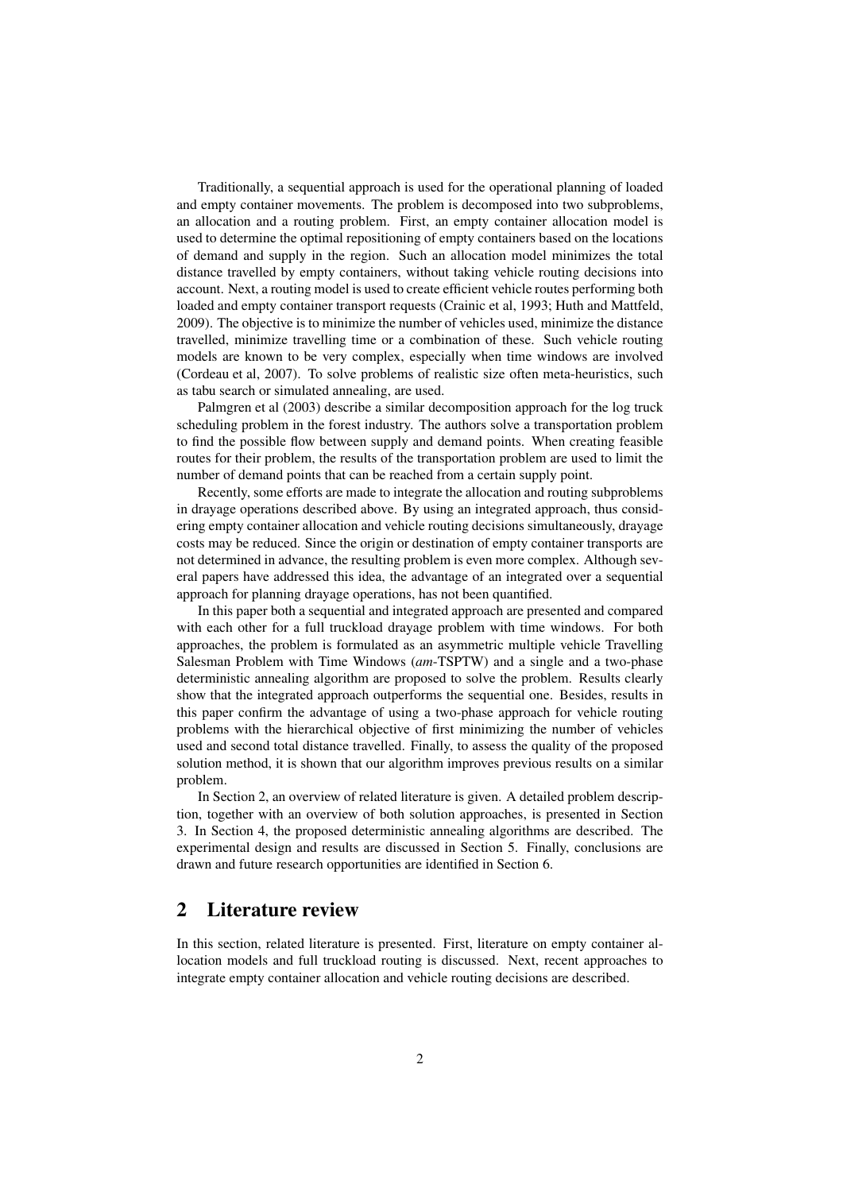Traditionally, a sequential approach is used for the operational planning of loaded and empty container movements. The problem is decomposed into two subproblems, an allocation and a routing problem. First, an empty container allocation model is used to determine the optimal repositioning of empty containers based on the locations of demand and supply in the region. Such an allocation model minimizes the total distance travelled by empty containers, without taking vehicle routing decisions into account. Next, a routing model is used to create efficient vehicle routes performing both loaded and empty container transport requests (Crainic et al, 1993; Huth and Mattfeld, 2009). The objective is to minimize the number of vehicles used, minimize the distance travelled, minimize travelling time or a combination of these. Such vehicle routing models are known to be very complex, especially when time windows are involved (Cordeau et al, 2007). To solve problems of realistic size often meta-heuristics, such as tabu search or simulated annealing, are used.

Palmgren et al (2003) describe a similar decomposition approach for the log truck scheduling problem in the forest industry. The authors solve a transportation problem to find the possible flow between supply and demand points. When creating feasible routes for their problem, the results of the transportation problem are used to limit the number of demand points that can be reached from a certain supply point.

Recently, some efforts are made to integrate the allocation and routing subproblems in drayage operations described above. By using an integrated approach, thus considering empty container allocation and vehicle routing decisions simultaneously, drayage costs may be reduced. Since the origin or destination of empty container transports are not determined in advance, the resulting problem is even more complex. Although several papers have addressed this idea, the advantage of an integrated over a sequential approach for planning drayage operations, has not been quantified.

In this paper both a sequential and integrated approach are presented and compared with each other for a full truckload drayage problem with time windows. For both approaches, the problem is formulated as an asymmetric multiple vehicle Travelling Salesman Problem with Time Windows (*am*-TSPTW) and a single and a two-phase deterministic annealing algorithm are proposed to solve the problem. Results clearly show that the integrated approach outperforms the sequential one. Besides, results in this paper confirm the advantage of using a two-phase approach for vehicle routing problems with the hierarchical objective of first minimizing the number of vehicles used and second total distance travelled. Finally, to assess the quality of the proposed solution method, it is shown that our algorithm improves previous results on a similar problem.

In Section 2, an overview of related literature is given. A detailed problem description, together with an overview of both solution approaches, is presented in Section 3. In Section 4, the proposed deterministic annealing algorithms are described. The experimental design and results are discussed in Section 5. Finally, conclusions are drawn and future research opportunities are identified in Section 6.

## 2 Literature review

In this section, related literature is presented. First, literature on empty container allocation models and full truckload routing is discussed. Next, recent approaches to integrate empty container allocation and vehicle routing decisions are described.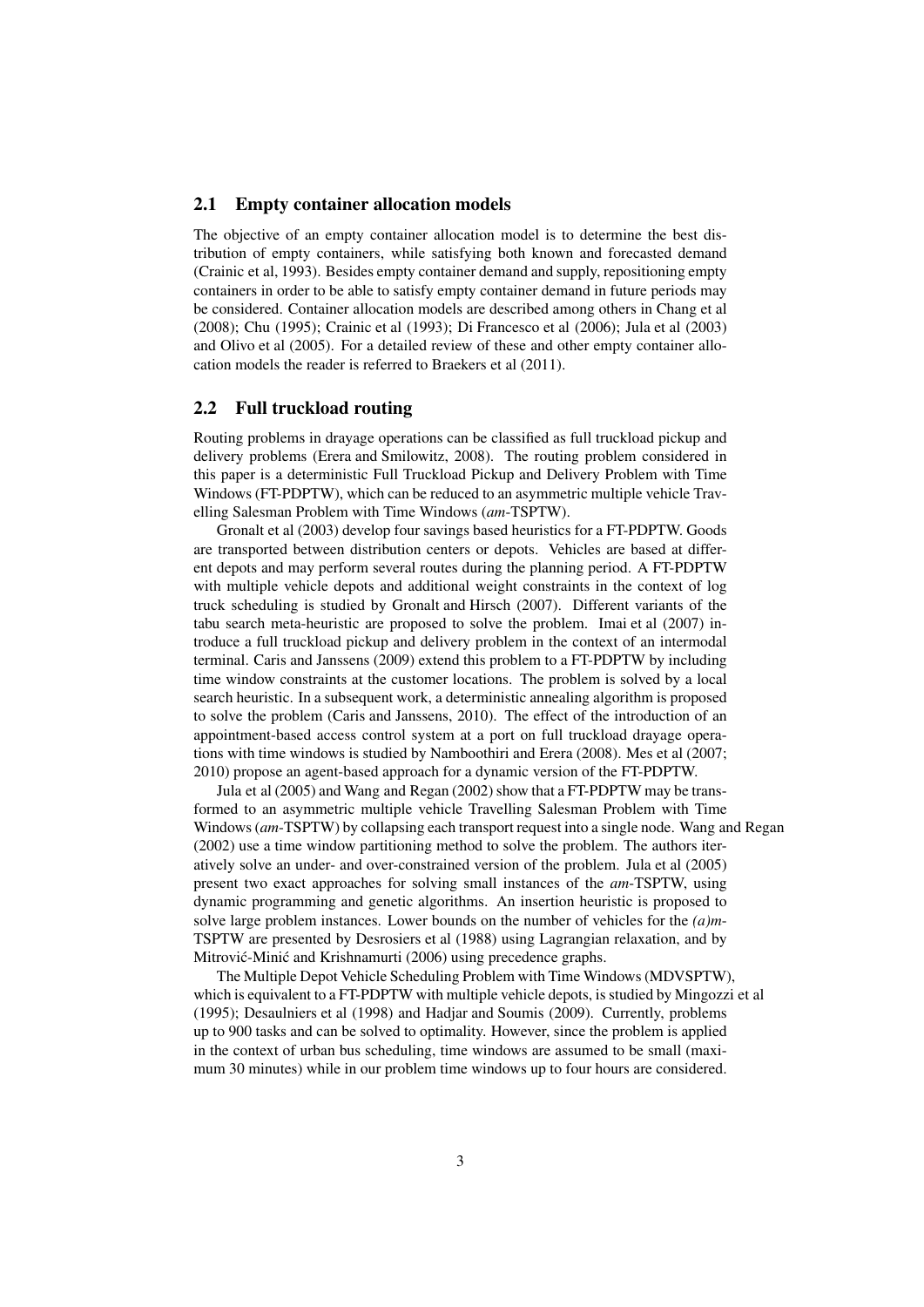## 2.1 Empty container allocation models

The objective of an empty container allocation model is to determine the best distribution of empty containers, while satisfying both known and forecasted demand (Crainic et al, 1993). Besides empty container demand and supply, repositioning empty containers in order to be able to satisfy empty container demand in future periods may be considered. Container allocation models are described among others in Chang et al (2008); Chu (1995); Crainic et al (1993); Di Francesco et al (2006); Jula et al (2003) and Olivo et al (2005). For a detailed review of these and other empty container allocation models the reader is referred to Braekers et al (2011).

## 2.2 Full truckload routing

Routing problems in drayage operations can be classified as full truckload pickup and delivery problems (Erera and Smilowitz, 2008). The routing problem considered in this paper is a deterministic Full Truckload Pickup and Delivery Problem with Time Windows (FT-PDPTW), which can be reduced to an asymmetric multiple vehicle Travelling Salesman Problem with Time Windows (*am*-TSPTW).

Gronalt et al (2003) develop four savings based heuristics for a FT-PDPTW. Goods are transported between distribution centers or depots. Vehicles are based at different depots and may perform several routes during the planning period. A FT-PDPTW with multiple vehicle depots and additional weight constraints in the context of log truck scheduling is studied by Gronalt and Hirsch (2007). Different variants of the tabu search meta-heuristic are proposed to solve the problem. Imai et al (2007) introduce a full truckload pickup and delivery problem in the context of an intermodal terminal. Caris and Janssens (2009) extend this problem to a FT-PDPTW by including time window constraints at the customer locations. The problem is solved by a local search heuristic. In a subsequent work, a deterministic annealing algorithm is proposed to solve the problem (Caris and Janssens, 2010). The effect of the introduction of an appointment-based access control system at a port on full truckload drayage operations with time windows is studied by Namboothiri and Erera (2008). Mes et al (2007; 2010) propose an agent-based approach for a dynamic version of the FT-PDPTW.

Jula et al (2005) and Wang and Regan (2002) show that a FT-PDPTW may be transformed to an asymmetric multiple vehicle Travelling Salesman Problem with Time Windows (*am*-TSPTW) by collapsing each transport request into a single node. Wang and Regan (2002) use a time window partitioning method to solve the problem. The authors iteratively solve an under- and over-constrained version of the problem. Jula et al (2005) present two exact approaches for solving small instances of the *am*-TSPTW, using dynamic programming and genetic algorithms. An insertion heuristic is proposed to solve large problem instances. Lower bounds on the number of vehicles for the *(a)m*-TSPTW are presented by Desrosiers et al (1988) using Lagrangian relaxation, and by Mitrović-Minić and Krishnamurti (2006) using precedence graphs.

The Multiple Depot Vehicle Scheduling Problem with Time Windows (MDVSPTW), which is equivalent to a FT-PDPTW with multiple vehicle depots, is studied by Mingozzi et al (1995); Desaulniers et al (1998) and Hadjar and Soumis (2009). Currently, problems up to 900 tasks and can be solved to optimality. However, since the problem is applied in the context of urban bus scheduling, time windows are assumed to be small (maximum 30 minutes) while in our problem time windows up to four hours are considered.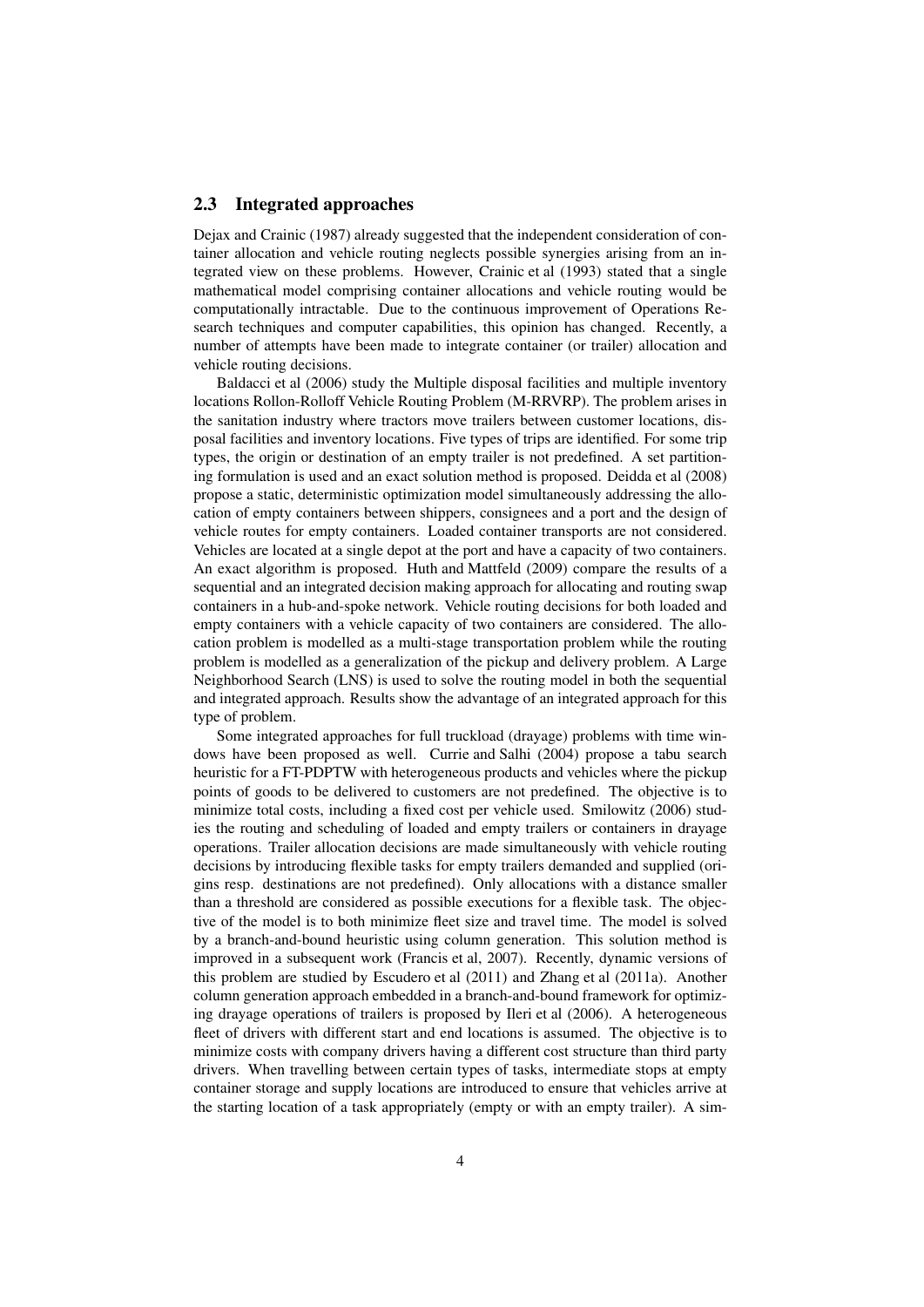## 2.3 Integrated approaches

Dejax and Crainic (1987) already suggested that the independent consideration of container allocation and vehicle routing neglects possible synergies arising from an integrated view on these problems. However, Crainic et al (1993) stated that a single mathematical model comprising container allocations and vehicle routing would be computationally intractable. Due to the continuous improvement of Operations Research techniques and computer capabilities, this opinion has changed. Recently, a number of attempts have been made to integrate container (or trailer) allocation and vehicle routing decisions.

Baldacci et al (2006) study the Multiple disposal facilities and multiple inventory locations Rollon-Rolloff Vehicle Routing Problem (M-RRVRP). The problem arises in the sanitation industry where tractors move trailers between customer locations, disposal facilities and inventory locations. Five types of trips are identified. For some trip types, the origin or destination of an empty trailer is not predefined. A set partitioning formulation is used and an exact solution method is proposed. Deidda et al (2008) propose a static, deterministic optimization model simultaneously addressing the allocation of empty containers between shippers, consignees and a port and the design of vehicle routes for empty containers. Loaded container transports are not considered. Vehicles are located at a single depot at the port and have a capacity of two containers. An exact algorithm is proposed. Huth and Mattfeld (2009) compare the results of a sequential and an integrated decision making approach for allocating and routing swap containers in a hub-and-spoke network. Vehicle routing decisions for both loaded and empty containers with a vehicle capacity of two containers are considered. The allocation problem is modelled as a multi-stage transportation problem while the routing problem is modelled as a generalization of the pickup and delivery problem. A Large Neighborhood Search (LNS) is used to solve the routing model in both the sequential and integrated approach. Results show the advantage of an integrated approach for this type of problem.

Some integrated approaches for full truckload (drayage) problems with time windows have been proposed as well. Currie and Salhi (2004) propose a tabu search heuristic for a FT-PDPTW with heterogeneous products and vehicles where the pickup points of goods to be delivered to customers are not predefined. The objective is to minimize total costs, including a fixed cost per vehicle used. Smilowitz (2006) studies the routing and scheduling of loaded and empty trailers or containers in drayage operations. Trailer allocation decisions are made simultaneously with vehicle routing decisions by introducing flexible tasks for empty trailers demanded and supplied (origins resp. destinations are not predefined). Only allocations with a distance smaller than a threshold are considered as possible executions for a flexible task. The objective of the model is to both minimize fleet size and travel time. The model is solved by a branch-and-bound heuristic using column generation. This solution method is improved in a subsequent work (Francis et al, 2007). Recently, dynamic versions of this problem are studied by Escudero et al (2011) and Zhang et al (2011a). Another column generation approach embedded in a branch-and-bound framework for optimizing drayage operations of trailers is proposed by Ileri et al (2006). A heterogeneous fleet of drivers with different start and end locations is assumed. The objective is to minimize costs with company drivers having a different cost structure than third party drivers. When travelling between certain types of tasks, intermediate stops at empty container storage and supply locations are introduced to ensure that vehicles arrive at the starting location of a task appropriately (empty or with an empty trailer). A sim-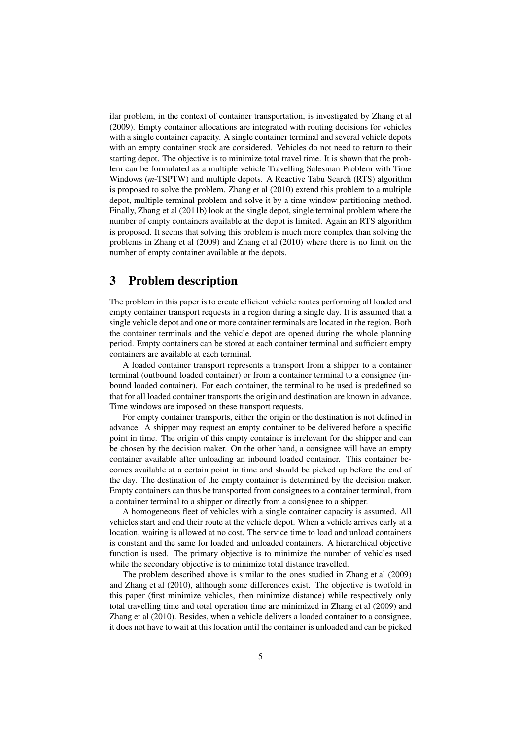ilar problem, in the context of container transportation, is investigated by Zhang et al (2009). Empty container allocations are integrated with routing decisions for vehicles with a single container capacity. A single container terminal and several vehicle depots with an empty container stock are considered. Vehicles do not need to return to their starting depot. The objective is to minimize total travel time. It is shown that the problem can be formulated as a multiple vehicle Travelling Salesman Problem with Time Windows (*m*-TSPTW) and multiple depots. A Reactive Tabu Search (RTS) algorithm is proposed to solve the problem. Zhang et al (2010) extend this problem to a multiple depot, multiple terminal problem and solve it by a time window partitioning method. Finally, Zhang et al (2011b) look at the single depot, single terminal problem where the number of empty containers available at the depot is limited. Again an RTS algorithm is proposed. It seems that solving this problem is much more complex than solving the problems in Zhang et al (2009) and Zhang et al (2010) where there is no limit on the number of empty container available at the depots.

## 3 Problem description

The problem in this paper is to create efficient vehicle routes performing all loaded and empty container transport requests in a region during a single day. It is assumed that a single vehicle depot and one or more container terminals are located in the region. Both the container terminals and the vehicle depot are opened during the whole planning period. Empty containers can be stored at each container terminal and sufficient empty containers are available at each terminal.

A loaded container transport represents a transport from a shipper to a container terminal (outbound loaded container) or from a container terminal to a consignee (inbound loaded container). For each container, the terminal to be used is predefined so that for all loaded container transports the origin and destination are known in advance. Time windows are imposed on these transport requests.

For empty container transports, either the origin or the destination is not defined in advance. A shipper may request an empty container to be delivered before a specific point in time. The origin of this empty container is irrelevant for the shipper and can be chosen by the decision maker. On the other hand, a consignee will have an empty container available after unloading an inbound loaded container. This container becomes available at a certain point in time and should be picked up before the end of the day. The destination of the empty container is determined by the decision maker. Empty containers can thus be transported from consignees to a container terminal, from a container terminal to a shipper or directly from a consignee to a shipper.

A homogeneous fleet of vehicles with a single container capacity is assumed. All vehicles start and end their route at the vehicle depot. When a vehicle arrives early at a location, waiting is allowed at no cost. The service time to load and unload containers is constant and the same for loaded and unloaded containers. A hierarchical objective function is used. The primary objective is to minimize the number of vehicles used while the secondary objective is to minimize total distance travelled.

The problem described above is similar to the ones studied in Zhang et al (2009) and Zhang et al (2010), although some differences exist. The objective is twofold in this paper (first minimize vehicles, then minimize distance) while respectively only total travelling time and total operation time are minimized in Zhang et al (2009) and Zhang et al (2010). Besides, when a vehicle delivers a loaded container to a consignee, it does not have to wait at this location until the container is unloaded and can be picked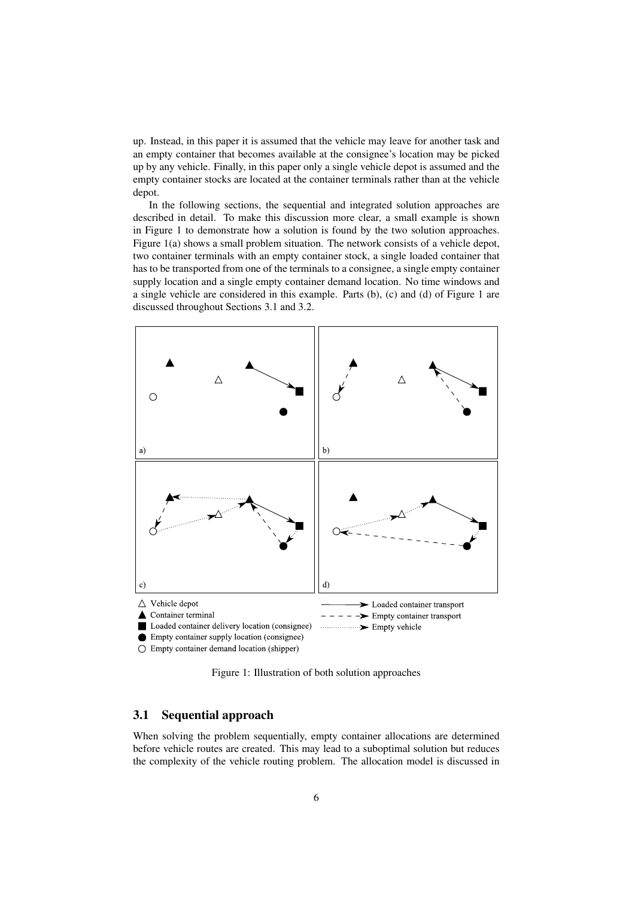up. Instead, in this paper it is assumed that the vehicle may leave for another task and an empty container that becomes available at the consignee's location may be picked up by any vehicle. Finally, in this paper only a single vehicle depot is assumed and the empty container stocks are located at the container terminals rather than at the vehicle depot.

In the following sections, the sequential and integrated solution approaches are described in detail. To make this discussion more clear, a small example is shown in Figure 1 to demonstrate how a solution is found by the two solution approaches. Figure 1(a) shows a small problem situation. The network consists of a vehicle depot, two container terminals with an empty container stock, a single loaded container that has to be transported from one of the terminals to a consignee, a single empty container supply location and a single empty container demand location. No time windows and a single vehicle are considered in this example. Parts (b), (c) and (d) of Figure 1 are discussed throughout Sections 3.1 and 3.2.

Figure 1: Illustration of both solution approaches

## 3.1 Sequential approach

When solving the problem sequentially, empty container allocations are determined before vehicle routes are created. This may lead to a suboptimal solution but reduces the complexity of the vehicle routing problem. The allocation model is discussed in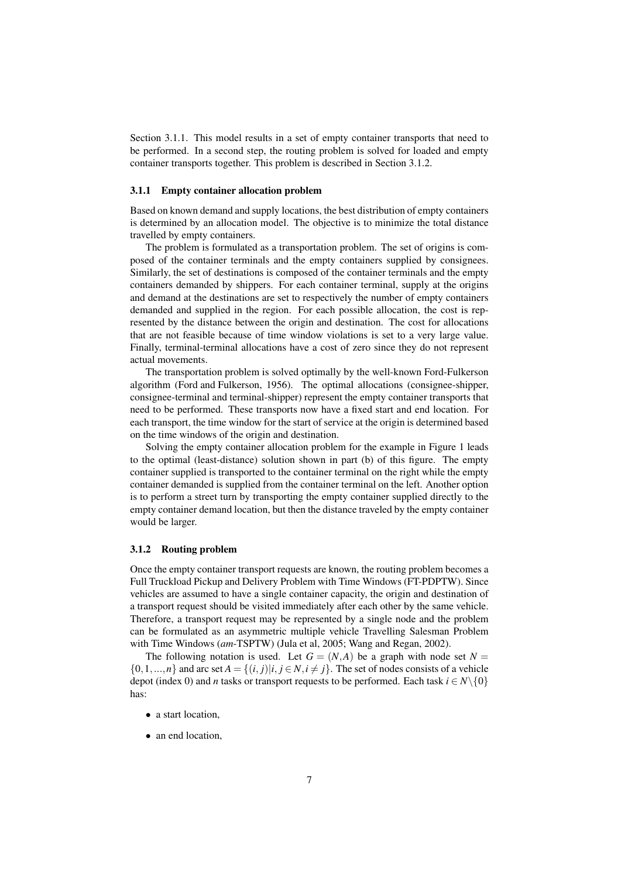Section 3.1.1. This model results in a set of empty container transports that need to be performed. In a second step, the routing problem is solved for loaded and empty container transports together. This problem is described in Section 3.1.2.

### 3.1.1 Empty container allocation problem

Based on known demand and supply locations, the best distribution of empty containers is determined by an allocation model. The objective is to minimize the total distance travelled by empty containers.

The problem is formulated as a transportation problem. The set of origins is composed of the container terminals and the empty containers supplied by consignees. Similarly, the set of destinations is composed of the container terminals and the empty containers demanded by shippers. For each container terminal, supply at the origins and demand at the destinations are set to respectively the number of empty containers demanded and supplied in the region. For each possible allocation, the cost is represented by the distance between the origin and destination. The cost for allocations that are not feasible because of time window violations is set to a very large value. Finally, terminal-terminal allocations have a cost of zero since they do not represent actual movements.

The transportation problem is solved optimally by the well-known Ford-Fulkerson algorithm (Ford and Fulkerson, 1956). The optimal allocations (consignee-shipper, consignee-terminal and terminal-shipper) represent the empty container transports that need to be performed. These transports now have a fixed start and end location. For each transport, the time window for the start of service at the origin is determined based on the time windows of the origin and destination.

Solving the empty container allocation problem for the example in Figure 1 leads to the optimal (least-distance) solution shown in part (b) of this figure. The empty container supplied is transported to the container terminal on the right while the empty container demanded is supplied from the container terminal on the left. Another option is to perform a street turn by transporting the empty container supplied directly to the empty container demand location, but then the distance traveled by the empty container would be larger.

### 3.1.2 Routing problem

Once the empty container transport requests are known, the routing problem becomes a Full Truckload Pickup and Delivery Problem with Time Windows (FT-PDPTW). Since vehicles are assumed to have a single container capacity, the origin and destination of a transport request should be visited immediately after each other by the same vehicle. Therefore, a transport request may be represented by a single node and the problem can be formulated as an asymmetric multiple vehicle Travelling Salesman Problem with Time Windows (*am*-TSPTW) (Jula et al, 2005; Wang and Regan, 2002).

The following notation is used. Let $G = (N, A)$ be a graph with node set $N = \{0, 1, ..., n\}$ and arc set $A = \{(i, j) | i, j \in N, i \neq j\}$. The set of nodes consists of a vehicle depot (index 0) and $n$ tasks or transport requests to be performed. Each task $i \in N \backslash \{0\}$ has:

- a start location,
- an end location,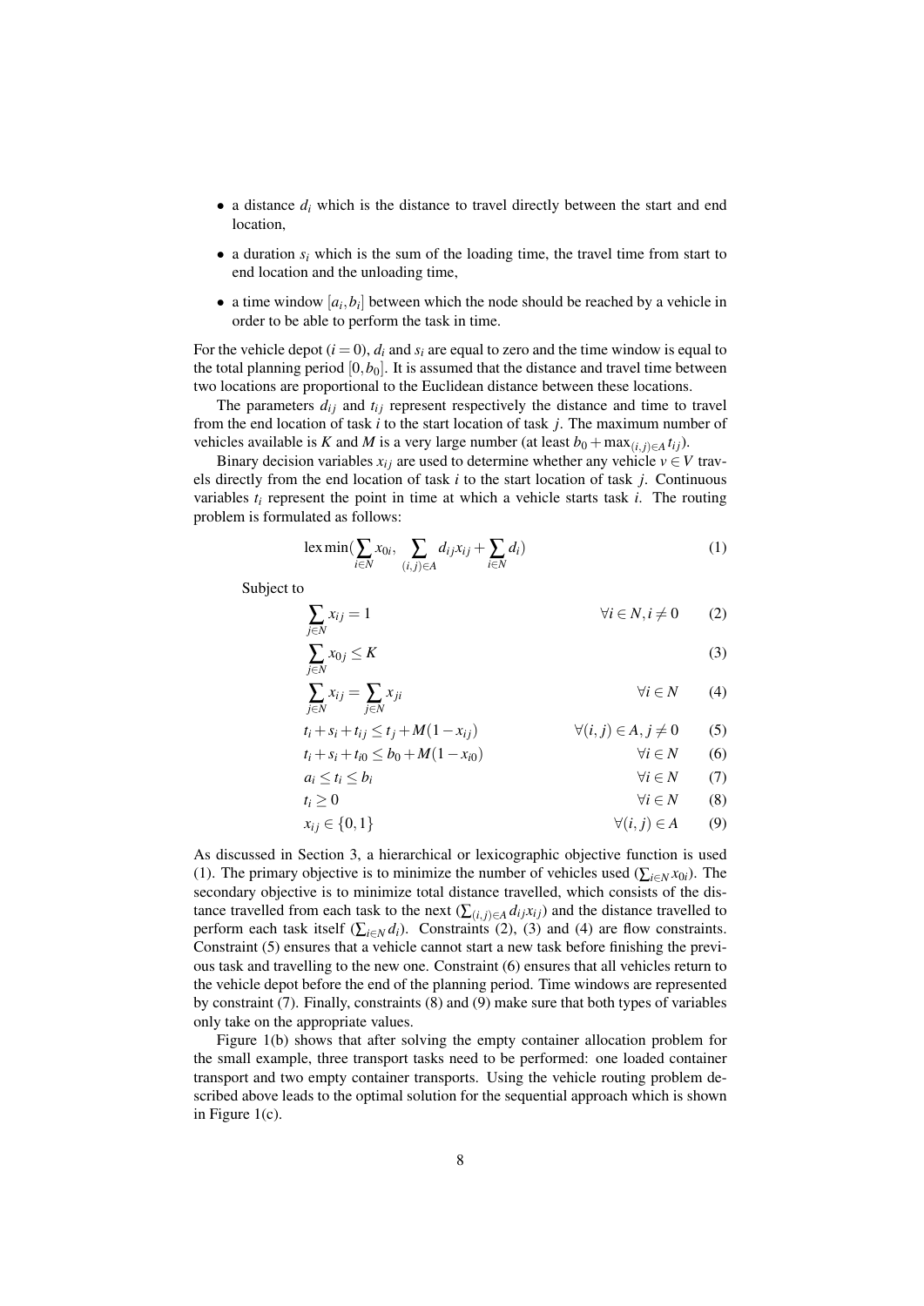- a distance $d_i$ which is the distance to travel directly between the start and end location,
- a duration $s_i$ which is the sum of the loading time, the travel time from start to end location and the unloading time,
- a time window $[a_i, b_i]$ between which the node should be reached by a vehicle in order to be able to perform the task in time.

For the vehicle depot ($i = 0$), $d_i$ and $s_i$ are equal to zero and the time window is equal to the total planning period $[0, b_0]$. It is assumed that the distance and travel time between two locations are proportional to the Euclidean distance between these locations.

The parameters $d_{ij}$ and $t_{ij}$ represent respectively the distance and time to travel from the end location of task $i$ to the start location of task $j$. The maximum number of vehicles available is $K$ and $M$ is a very large number (at least $b_0 + \max_{(i,j)\in A} t_{ij}$).

Binary decision variables $x_{ij}$ are used to determine whether any vehicle $v \in V$ travels directly from the end location of task $i$ to the start location of task $j$. Continuous variables $t_i$ represent the point in time at which a vehicle starts task $i$. The routing problem is formulated as follows:

$$\operatorname{lex\,min}\left(\sum_{i\in N} x_{0i},\ \sum_{(i,j)\in A} d_{ij}x_{ij} + \sum_{i\in N} d_i\right) \tag{1}$$

Subject to

$$\sum_{j\in N} x_{ij} = 1 \qquad \forall i \in N, i \neq 0 \tag{2}$$

$$\sum_{j\in N} x_{0j} \leq K \tag{3}$$

$$\sum_{j\in N} x_{ij} = \sum_{j\in N} x_{ji} \qquad \forall i \in N \tag{4}$$

$$t_i + s_i + t_{ij} \leq t_j + M(1 - x_{ij}) \qquad \forall (i,j) \in A, j \neq 0 \tag{5}$$

$$t_i + s_i + t_{i0} \leq b_0 + M(1 - x_{i0}) \qquad \forall i \in N \tag{6}$$

$$a_i \leq t_i \leq b_i \qquad \forall i \in N \tag{7}$$

$$t_i \geq 0 \qquad \forall i \in N \tag{8}$$

$$x_{ij} \in \{0,1\} \qquad \forall (i,j) \in A \tag{9}$$

As discussed in Section 3, a hierarchical or lexicographic objective function is used (1). The primary objective is to minimize the number of vehicles used ($\sum_{i\in N} x_{0i}$). The secondary objective is to minimize total distance travelled, which consists of the distance travelled from each task to the next ($\sum_{(i,j)\in A} d_{ij}x_{ij}$) and the distance travelled to perform each task itself ($\sum_{i\in N} d_i$). Constraints (2), (3) and (4) are flow constraints. Constraint (5) ensures that a vehicle cannot start a new task before finishing the previous task and travelling to the new one. Constraint (6) ensures that all vehicles return to the vehicle depot before the end of the planning period. Time windows are represented by constraint (7). Finally, constraints (8) and (9) make sure that both types of variables only take on the appropriate values.

Figure 1(b) shows that after solving the empty container allocation problem for the small example, three transport tasks need to be performed: one loaded container transport and two empty container transports. Using the vehicle routing problem described above leads to the optimal solution for the sequential approach which is shown in Figure 1(c).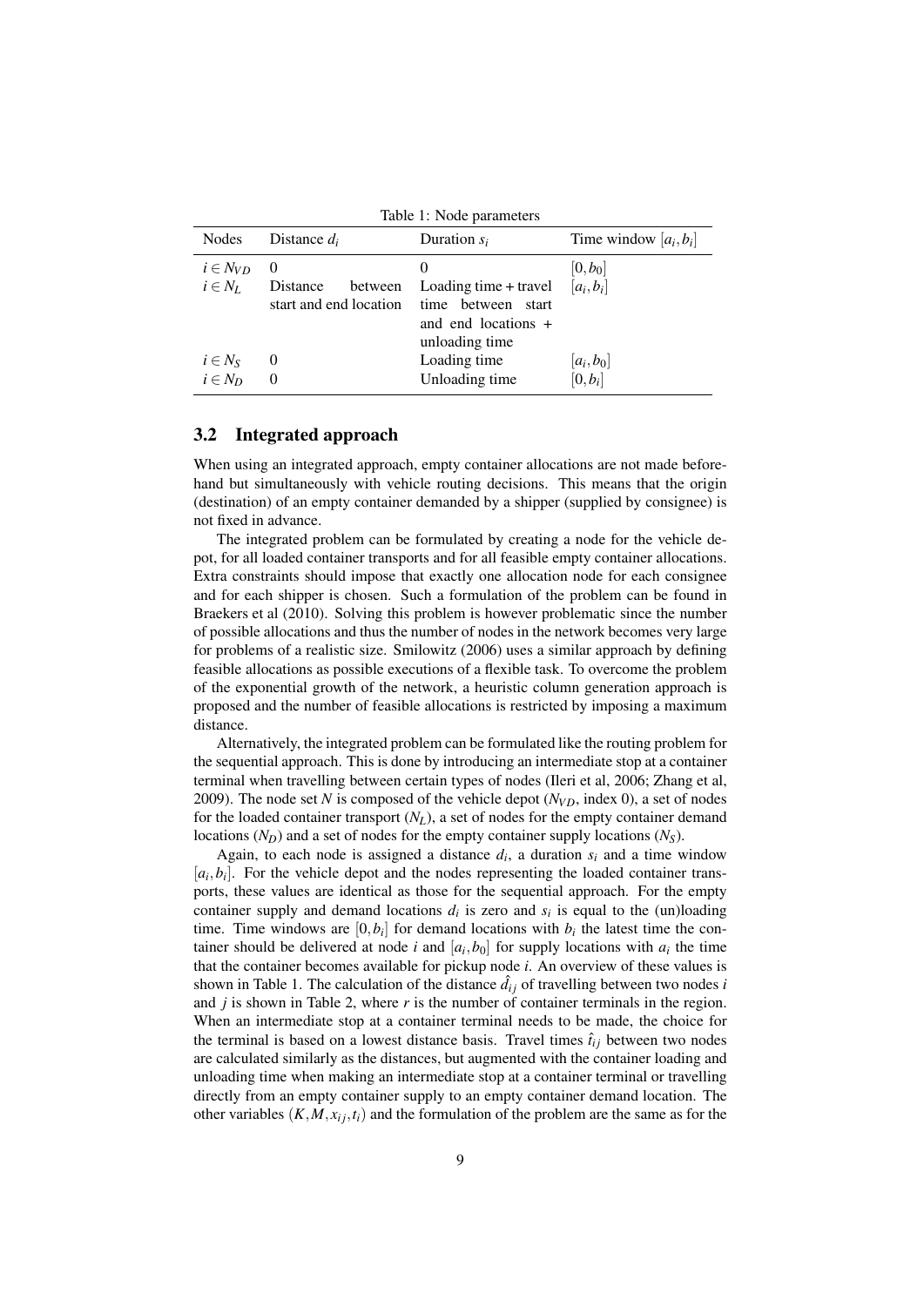Table 1: Node parameters

| Nodes | Distance $d_i$ | Duration $s_i$ | Time window $[a_i, b_i]$ |
|---|---|---|---|
| $i \in N_{VD}$ | 0 | 0 | $[0, b_0]$ |
| $i \in N_L$ | Distance between start and end location | Loading time + travel time between start and end locations + unloading time | $[a_i, b_i]$ |
| $i \in N_S$ | 0 | Loading time | $[a_i, b_0]$ |
| $i \in N_D$ | 0 | Unloading time | $[0, b_i]$ |

## 3.2 Integrated approach

When using an integrated approach, empty container allocations are not made beforehand but simultaneously with vehicle routing decisions. This means that the origin (destination) of an empty container demanded by a shipper (supplied by consignee) is not fixed in advance.

The integrated problem can be formulated by creating a node for the vehicle depot, for all loaded container transports and for all feasible empty container allocations. Extra constraints should impose that exactly one allocation node for each consignee and for each shipper is chosen. Such a formulation of the problem can be found in Braekers et al (2010). Solving this problem is however problematic since the number of possible allocations and thus the number of nodes in the network becomes very large for problems of a realistic size. Smilowitz (2006) uses a similar approach by defining feasible allocations as possible executions of a flexible task. To overcome the problem of the exponential growth of the network, a heuristic column generation approach is proposed and the number of feasible allocations is restricted by imposing a maximum distance.

Alternatively, the integrated problem can be formulated like the routing problem for the sequential approach. This is done by introducing an intermediate stop at a container terminal when travelling between certain types of nodes (Ileri et al, 2006; Zhang et al, 2009). The node set $N$ is composed of the vehicle depot ($N_{VD}$, index 0), a set of nodes for the loaded container transport ($N_L$), a set of nodes for the empty container demand locations ($N_D$) and a set of nodes for the empty container supply locations ($N_S$).

Again, to each node is assigned a distance $d_i$, a duration $s_i$ and a time window $[a_i, b_i]$. For the vehicle depot and the nodes representing the loaded container transports, these values are identical as those for the sequential approach. For the empty container supply and demand locations $d_i$ is zero and $s_i$ is equal to the (un)loading time. Time windows are $[0, b_i]$ for demand locations with $b_i$ the latest time the container should be delivered at node $i$ and $[a_i, b_0]$ for supply locations with $a_i$ the time that the container becomes available for pickup node $i$. An overview of these values is shown in Table 1. The calculation of the distance $\hat{d}_{ij}$ of travelling between two nodes $i$ and $j$ is shown in Table 2, where $r$ is the number of container terminals in the region. When an intermediate stop at a container terminal needs to be made, the choice for the terminal is based on a lowest distance basis. Travel times $\hat{t}_{ij}$ between two nodes are calculated similarly as the distances, but augmented with the container loading and unloading time when making an intermediate stop at a container terminal or travelling directly from an empty container supply to an empty container demand location. The other variables $(K, M, x_{ij}, t_i)$ and the formulation of the problem are the same as for the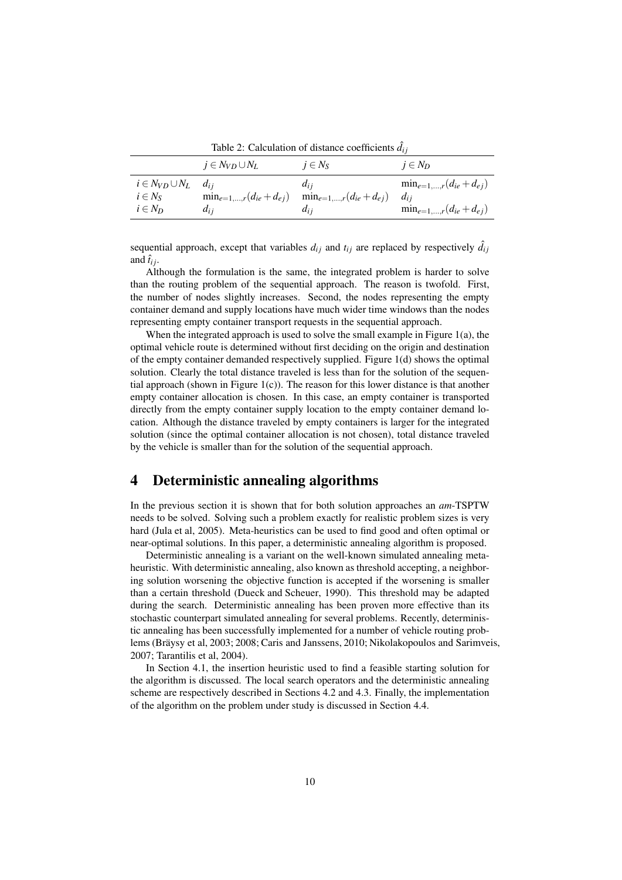Table 2: Calculation of distance coefficients $\hat{d}_{ij}$

| | $j \in N_{VD} \cup N_L$ | $j \in N_S$ | $j \in N_D$ |
|---|---|---|---|
| $i \in N_{VD} \cup N_L$ | $d_{ij}$ | $d_{ij}$ | $\min_{e=1,\dots,r}(d_{ie} + d_{ej})$ |
| $i \in N_S$ | $\min_{e=1,\dots,r}(d_{ie} + d_{ej})$ | $\min_{e=1,\dots,r}(d_{ie} + d_{ej})$ | $d_{ij}$ |
| $i \in N_D$ | $d_{ij}$ | $d_{ij}$ | $\min_{e=1,\dots,r}(d_{ie} + d_{ej})$ |

sequential approach, except that variables $d_{ij}$ and $t_{ij}$ are replaced by respectively $\hat{d}_{ij}$ and $\hat{t}_{ij}$.

Although the formulation is the same, the integrated problem is harder to solve than the routing problem of the sequential approach. The reason is twofold. First, the number of nodes slightly increases. Second, the nodes representing the empty container demand and supply locations have much wider time windows than the nodes representing empty container transport requests in the sequential approach.

When the integrated approach is used to solve the small example in Figure 1(a), the optimal vehicle route is determined without first deciding on the origin and destination of the empty container demanded respectively supplied. Figure 1(d) shows the optimal solution. Clearly the total distance traveled is less than for the solution of the sequential approach (shown in Figure 1(c)). The reason for this lower distance is that another empty container allocation is chosen. In this case, an empty container is transported directly from the empty container supply location to the empty container demand location. Although the distance traveled by empty containers is larger for the integrated solution (since the optimal container allocation is not chosen), total distance traveled by the vehicle is smaller than for the solution of the sequential approach.

# 4 Deterministic annealing algorithms

In the previous section it is shown that for both solution approaches an *am*-TSPTW needs to be solved. Solving such a problem exactly for realistic problem sizes is very hard (Jula et al, 2005). Meta-heuristics can be used to find good and often optimal or near-optimal solutions. In this paper, a deterministic annealing algorithm is proposed.

Deterministic annealing is a variant on the well-known simulated annealing meta-heuristic. With deterministic annealing, also known as threshold accepting, a neighboring solution worsening the objective function is accepted if the worsening is smaller than a certain threshold (Dueck and Scheuer, 1990). This threshold may be adapted during the search. Deterministic annealing has been proven more effective than its stochastic counterpart simulated annealing for several problems. Recently, deterministic annealing has been successfully implemented for a number of vehicle routing problems (Bräysy et al, 2003; 2008; Caris and Janssens, 2010; Nikolakopoulos and Sarimveis, 2007; Tarantilis et al, 2004).

In Section 4.1, the insertion heuristic used to find a feasible starting solution for the algorithm is discussed. The local search operators and the deterministic annealing scheme are respectively described in Sections 4.2 and 4.3. Finally, the implementation of the algorithm on the problem under study is discussed in Section 4.4.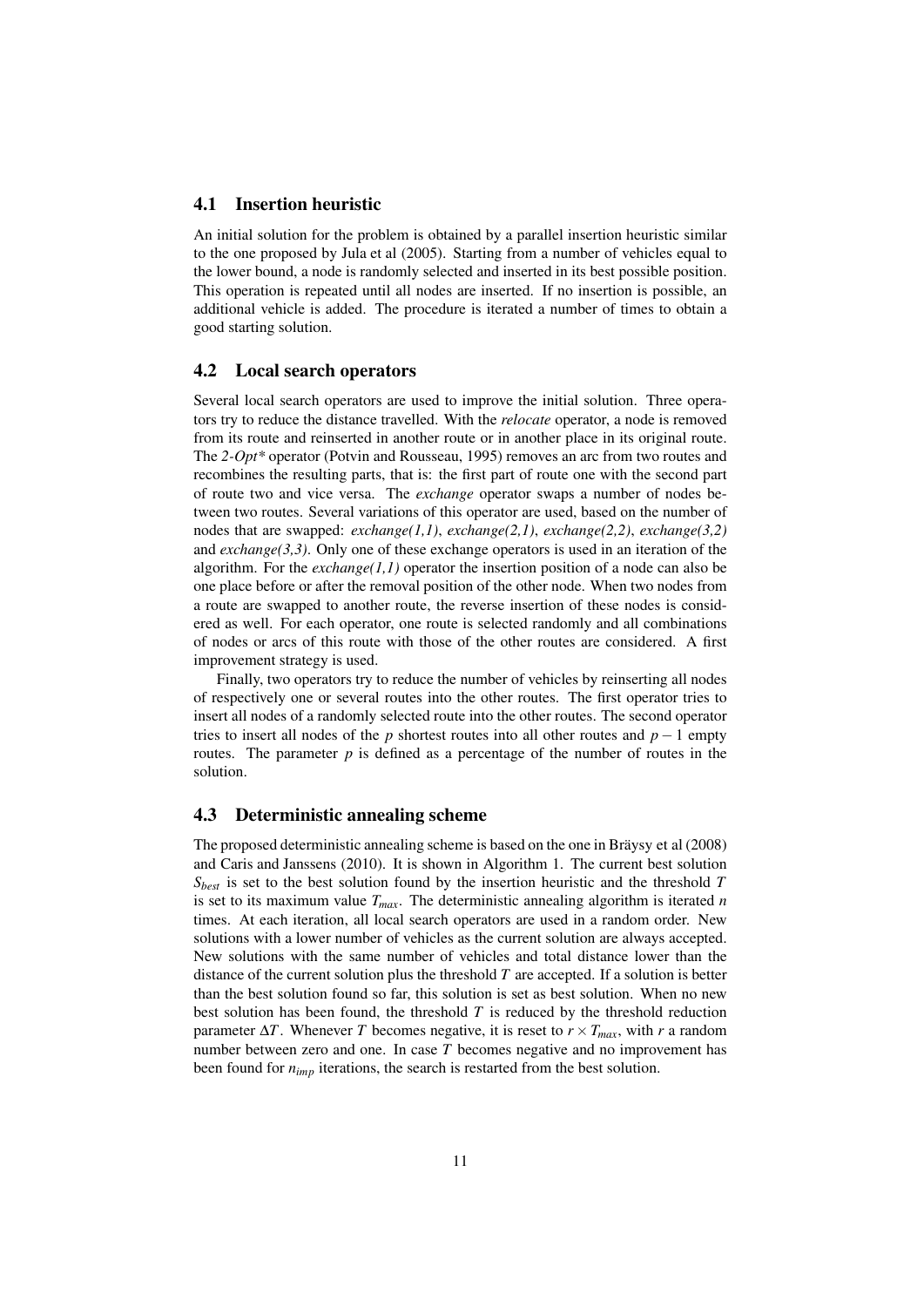## 4.1 Insertion heuristic

An initial solution for the problem is obtained by a parallel insertion heuristic similar to the one proposed by Jula et al (2005). Starting from a number of vehicles equal to the lower bound, a node is randomly selected and inserted in its best possible position. This operation is repeated until all nodes are inserted. If no insertion is possible, an additional vehicle is added. The procedure is iterated a number of times to obtain a good starting solution.

## 4.2 Local search operators

Several local search operators are used to improve the initial solution. Three operators try to reduce the distance travelled. With the *relocate* operator, a node is removed from its route and reinserted in another route or in another place in its original route. The *2-Opt** operator (Potvin and Rousseau, 1995) removes an arc from two routes and recombines the resulting parts, that is: the first part of route one with the second part of route two and vice versa. The *exchange* operator swaps a number of nodes between two routes. Several variations of this operator are used, based on the number of nodes that are swapped: *exchange(1,1)*, *exchange(2,1)*, *exchange(2,2)*, *exchange(3,2)* and *exchange(3,3)*. Only one of these exchange operators is used in an iteration of the algorithm. For the *exchange(1,1)* operator the insertion position of a node can also be one place before or after the removal position of the other node. When two nodes from a route are swapped to another route, the reverse insertion of these nodes is considered as well. For each operator, one route is selected randomly and all combinations of nodes or arcs of this route with those of the other routes are considered. A first improvement strategy is used.

Finally, two operators try to reduce the number of vehicles by reinserting all nodes of respectively one or several routes into the other routes. The first operator tries to insert all nodes of a randomly selected route into the other routes. The second operator tries to insert all nodes of the $p$ shortest routes into all other routes and $p-1$ empty routes. The parameter $p$ is defined as a percentage of the number of routes in the solution.

## 4.3 Deterministic annealing scheme

The proposed deterministic annealing scheme is based on the one in Bräysy et al (2008) and Caris and Janssens (2010). It is shown in Algorithm 1. The current best solution $S_{best}$ is set to the best solution found by the insertion heuristic and the threshold $T$ is set to its maximum value $T_{max}$. The deterministic annealing algorithm is iterated $n$ times. At each iteration, all local search operators are used in a random order. New solutions with a lower number of vehicles as the current solution are always accepted. New solutions with the same number of vehicles and total distance lower than the distance of the current solution plus the threshold $T$ are accepted. If a solution is better than the best solution found so far, this solution is set as best solution. When no new best solution has been found, the threshold $T$ is reduced by the threshold reduction parameter $\Delta T$. Whenever $T$ becomes negative, it is reset to $r \times T_{max}$, with $r$ a random number between zero and one. In case $T$ becomes negative and no improvement has been found for $n_{imp}$ iterations, the search is restarted from the best solution.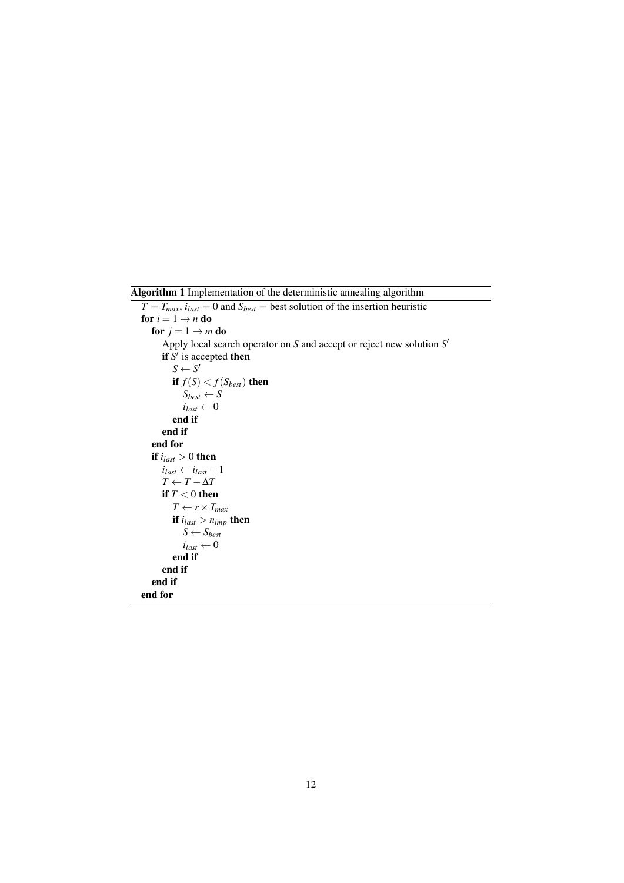**Algorithm 1** Implementation of the deterministic annealing algorithm

$T = T_{max}$, $i_{last} = 0$ and $S_{best}$ = best solution of the insertion heuristic
**for** $i = 1 \rightarrow n$ **do**
  **for** $j = 1 \rightarrow m$ **do**
    Apply local search operator on $S$ and accept or reject new solution $S'$
    **if** $S'$ is accepted **then**
      $S \leftarrow S'$
      **if** $f(S) < f(S_{best})$ **then**
        $S_{best} \leftarrow S$
        $i_{last} \leftarrow 0$
      **end if**
    **end if**
  **end for**
  **if** $i_{last} > 0$ **then**
    $i_{last} \leftarrow i_{last} + 1$
    $T \leftarrow T - \Delta T$
    **if** $T < 0$ **then**
      $T \leftarrow r \times T_{max}$
      **if** $i_{last} > n_{imp}$ **then**
        $S \leftarrow S_{best}$
        $i_{last} \leftarrow 0$
      **end if**
    **end if**
  **end if**
**end for**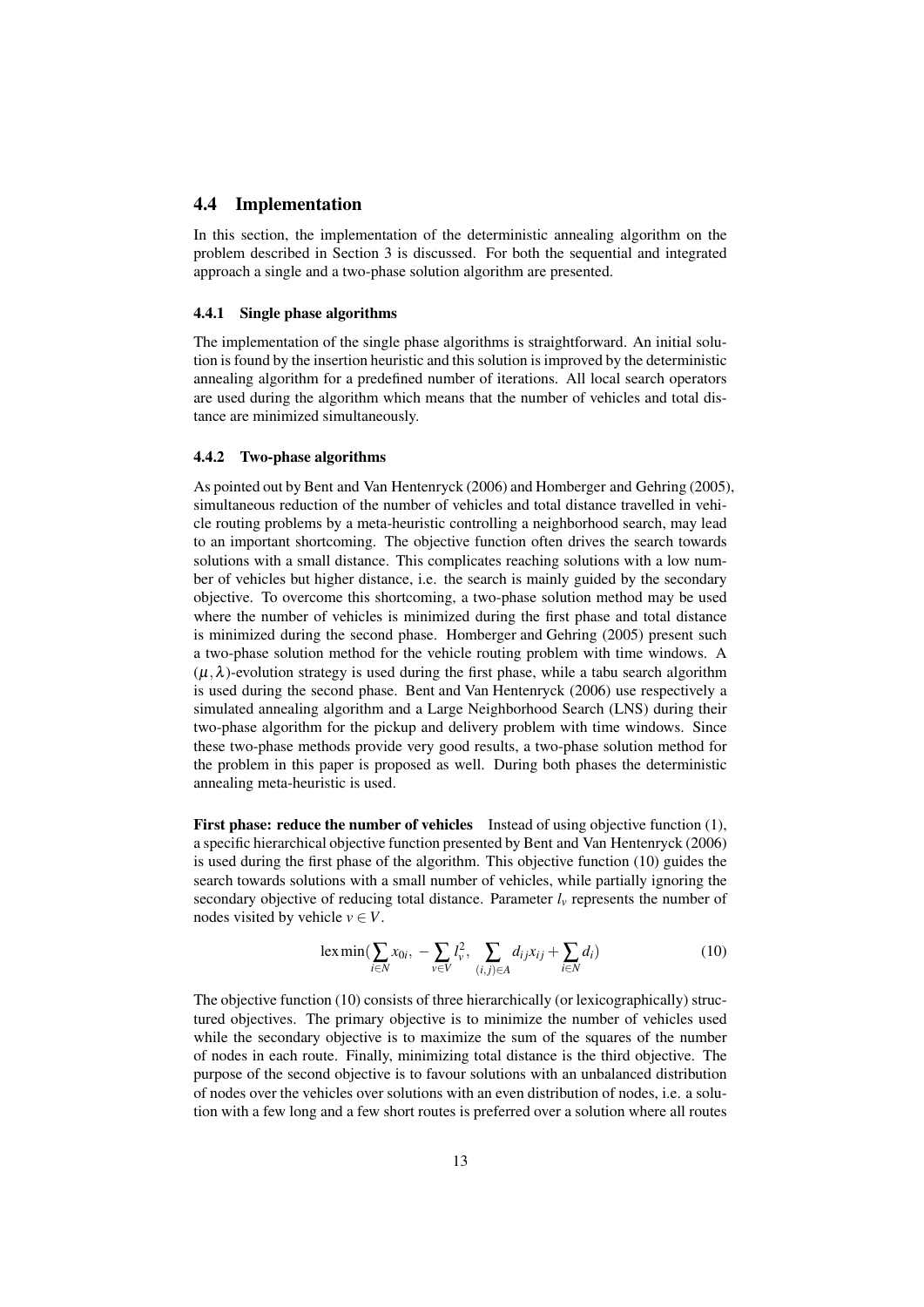## 4.4 Implementation

In this section, the implementation of the deterministic annealing algorithm on the problem described in Section 3 is discussed. For both the sequential and integrated approach a single and a two-phase solution algorithm are presented.

### 4.4.1 Single phase algorithms

The implementation of the single phase algorithms is straightforward. An initial solution is found by the insertion heuristic and this solution is improved by the deterministic annealing algorithm for a predefined number of iterations. All local search operators are used during the algorithm which means that the number of vehicles and total distance are minimized simultaneously.

### 4.4.2 Two-phase algorithms

As pointed out by Bent and Van Hentenryck (2006) and Homberger and Gehring (2005), simultaneous reduction of the number of vehicles and total distance travelled in vehicle routing problems by a meta-heuristic controlling a neighborhood search, may lead to an important shortcoming. The objective function often drives the search towards solutions with a small distance. This complicates reaching solutions with a low number of vehicles but higher distance, i.e. the search is mainly guided by the secondary objective. To overcome this shortcoming, a two-phase solution method may be used where the number of vehicles is minimized during the first phase and total distance is minimized during the second phase. Homberger and Gehring (2005) present such a two-phase solution method for the vehicle routing problem with time windows. A $(\mu, \lambda)$-evolution strategy is used during the first phase, while a tabu search algorithm is used during the second phase. Bent and Van Hentenryck (2006) use respectively a simulated annealing algorithm and a Large Neighborhood Search (LNS) during their two-phase algorithm for the pickup and delivery problem with time windows. Since these two-phase methods provide very good results, a two-phase solution method for the problem in this paper is proposed as well. During both phases the deterministic annealing meta-heuristic is used.

**First phase: reduce the number of vehicles** Instead of using objective function (1), a specific hierarchical objective function presented by Bent and Van Hentenryck (2006) is used during the first phase of the algorithm. This objective function (10) guides the search towards solutions with a small number of vehicles, while partially ignoring the secondary objective of reducing total distance. Parameter $l_v$ represents the number of nodes visited by vehicle $v \in V$.

$$\operatorname{lex\,min}\Big(\sum_{i \in N} x_{0i},\ -\sum_{v \in V} l_v^2,\ \sum_{(i,j) \in A} d_{ij} x_{ij} + \sum_{i \in N} d_i\Big) \tag{10}$$

The objective function (10) consists of three hierarchically (or lexicographically) structured objectives. The primary objective is to minimize the number of vehicles used while the secondary objective is to maximize the sum of the squares of the number of nodes in each route. Finally, minimizing total distance is the third objective. The purpose of the second objective is to favour solutions with an unbalanced distribution of nodes over the vehicles over solutions with an even distribution of nodes, i.e. a solution with a few long and a few short routes is preferred over a solution where all routes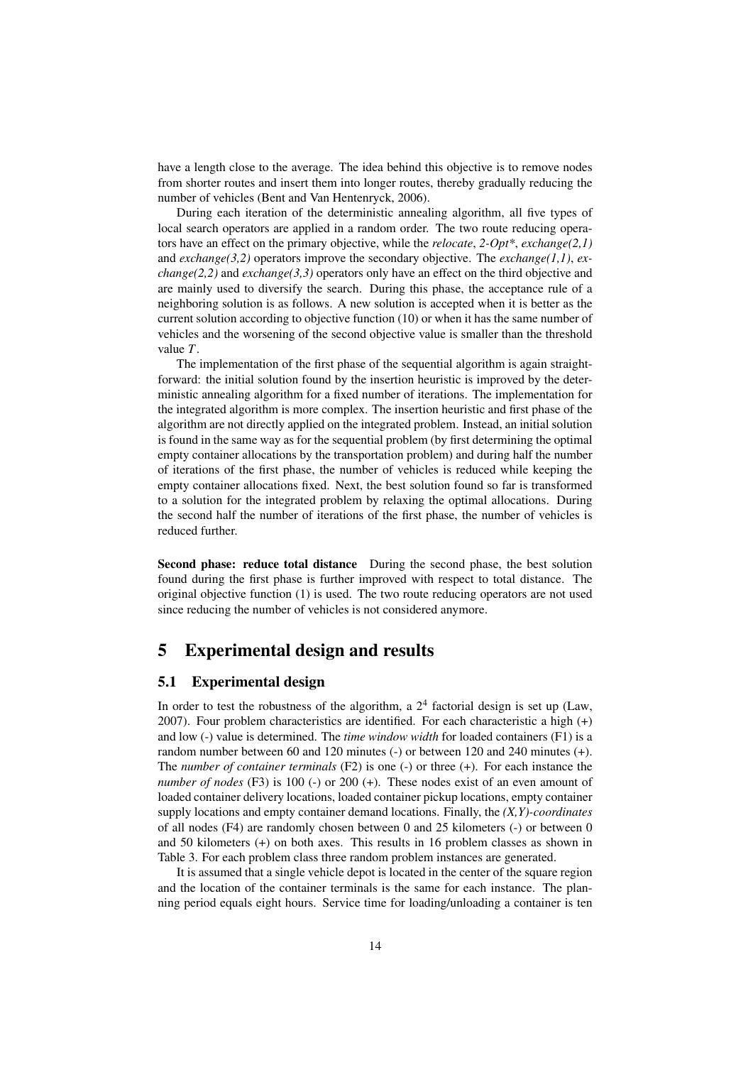have a length close to the average. The idea behind this objective is to remove nodes from shorter routes and insert them into longer routes, thereby gradually reducing the number of vehicles (Bent and Van Hentenryck, 2006).

During each iteration of the deterministic annealing algorithm, all five types of local search operators are applied in a random order. The two route reducing operators have an effect on the primary objective, while the *relocate*, *2-Opt**, *exchange(2,1)* and *exchange(3,2)* operators improve the secondary objective. The *exchange(1,1)*, *exchange(2,2)* and *exchange(3,3)* operators only have an effect on the third objective and are mainly used to diversify the search. During this phase, the acceptance rule of a neighboring solution is as follows. A new solution is accepted when it is better as the current solution according to objective function (10) or when it has the same number of vehicles and the worsening of the second objective value is smaller than the threshold value $T$.

The implementation of the first phase of the sequential algorithm is again straightforward: the initial solution found by the insertion heuristic is improved by the deterministic annealing algorithm for a fixed number of iterations. The implementation for the integrated algorithm is more complex. The insertion heuristic and first phase of the algorithm are not directly applied on the integrated problem. Instead, an initial solution is found in the same way as for the sequential problem (by first determining the optimal empty container allocations by the transportation problem) and during half the number of iterations of the first phase, the number of vehicles is reduced while keeping the empty container allocations fixed. Next, the best solution found so far is transformed to a solution for the integrated problem by relaxing the optimal allocations. During the second half the number of iterations of the first phase, the number of vehicles is reduced further.

**Second phase: reduce total distance** During the second phase, the best solution found during the first phase is further improved with respect to total distance. The original objective function (1) is used. The two route reducing operators are not used since reducing the number of vehicles is not considered anymore.

# 5 Experimental design and results

## 5.1 Experimental design

In order to test the robustness of the algorithm, a $2^4$ factorial design is set up (Law, 2007). Four problem characteristics are identified. For each characteristic a high (+) and low (-) value is determined. The *time window width* for loaded containers (F1) is a random number between 60 and 120 minutes (-) or between 120 and 240 minutes (+). The *number of container terminals* (F2) is one (-) or three (+). For each instance the *number of nodes* (F3) is 100 (-) or 200 (+). These nodes exist of an even amount of loaded container delivery locations, loaded container pickup locations, empty container supply locations and empty container demand locations. Finally, the *(X,Y)-coordinates* of all nodes (F4) are randomly chosen between 0 and 25 kilometers (-) or between 0 and 50 kilometers (+) on both axes. This results in 16 problem classes as shown in Table 3. For each problem class three random problem instances are generated.

It is assumed that a single vehicle depot is located in the center of the square region and the location of the container terminals is the same for each instance. The planning period equals eight hours. Service time for loading/unloading a container is ten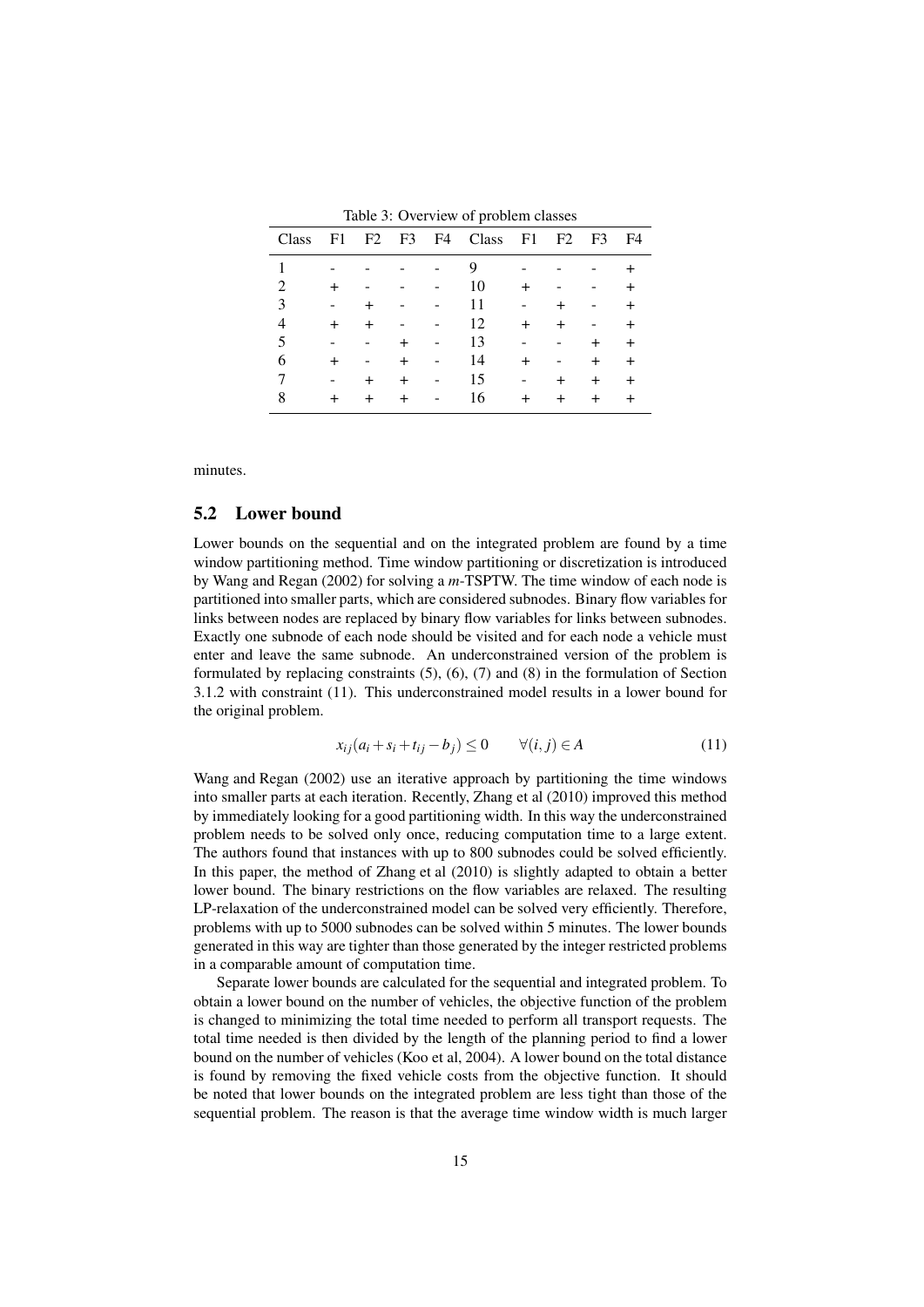Table 3: Overview of problem classes

| Class | F1 | F2 | F3 | F4 | Class | F1 | F2 | F3 | F4 |
|---|---|---|---|---|---|---|---|---|---|
| 1 | - | - | - | - | 9 | - | - | - | + |
| 2 | + | - | - | - | 10 | + | - | - | + |
| 3 | - | + | - | - | 11 | - | + | - | + |
| 4 | + | + | - | - | 12 | + | + | - | + |
| 5 | - | - | + | - | 13 | - | - | + | + |
| 6 | + | - | + | - | 14 | + | - | + | + |
| 7 | - | + | + | - | 15 | - | + | + | + |
| 8 | + | + | + | - | 16 | + | + | + | + |

minutes.

## 5.2 Lower bound

Lower bounds on the sequential and on the integrated problem are found by a time window partitioning method. Time window partitioning or discretization is introduced by Wang and Regan (2002) for solving a $m$-TSPTW. The time window of each node is partitioned into smaller parts, which are considered subnodes. Binary flow variables for links between nodes are replaced by binary flow variables for links between subnodes. Exactly one subnode of each node should be visited and for each node a vehicle must enter and leave the same subnode. An underconstrained version of the problem is formulated by replacing constraints (5), (6), (7) and (8) in the formulation of Section 3.1.2 with constraint (11). This underconstrained model results in a lower bound for the original problem.

$$x_{ij}(a_i + s_i + t_{ij} - b_j) \leq 0 \qquad \forall (i, j) \in A \tag{11}$$

Wang and Regan (2002) use an iterative approach by partitioning the time windows into smaller parts at each iteration. Recently, Zhang et al (2010) improved this method by immediately looking for a good partitioning width. In this way the underconstrained problem needs to be solved only once, reducing computation time to a large extent. The authors found that instances with up to 800 subnodes could be solved efficiently. In this paper, the method of Zhang et al (2010) is slightly adapted to obtain a better lower bound. The binary restrictions on the flow variables are relaxed. The resulting LP-relaxation of the underconstrained model can be solved very efficiently. Therefore, problems with up to 5000 subnodes can be solved within 5 minutes. The lower bounds generated in this way are tighter than those generated by the integer restricted problems in a comparable amount of computation time.

Separate lower bounds are calculated for the sequential and integrated problem. To obtain a lower bound on the number of vehicles, the objective function of the problem is changed to minimizing the total time needed to perform all transport requests. The total time needed is then divided by the length of the planning period to find a lower bound on the number of vehicles (Koo et al, 2004). A lower bound on the total distance is found by removing the fixed vehicle costs from the objective function. It should be noted that lower bounds on the integrated problem are less tight than those of the sequential problem. The reason is that the average time window width is much larger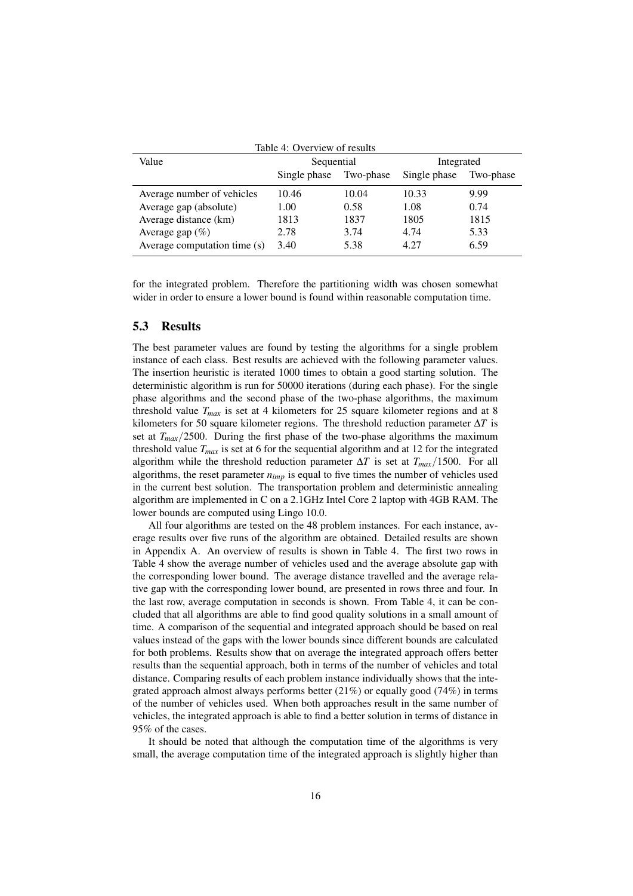Table 4: Overview of results

| Value | Sequential | | Integrated | |
|---|---|---|---|---|
| | Single phase | Two-phase | Single phase | Two-phase |
| Average number of vehicles | 10.46 | 10.04 | 10.33 | 9.99 |
| Average gap (absolute) | 1.00 | 0.58 | 1.08 | 0.74 |
| Average distance (km) | 1813 | 1837 | 1805 | 1815 |
| Average gap (%) | 2.78 | 3.74 | 4.74 | 5.33 |
| Average computation time (s) | 3.40 | 5.38 | 4.27 | 6.59 |

for the integrated problem. Therefore the partitioning width was chosen somewhat wider in order to ensure a lower bound is found within reasonable computation time.

## 5.3 Results

The best parameter values are found by testing the algorithms for a single problem instance of each class. Best results are achieved with the following parameter values. The insertion heuristic is iterated 1000 times to obtain a good starting solution. The deterministic algorithm is run for 50000 iterations (during each phase). For the single phase algorithms and the second phase of the two-phase algorithms, the maximum threshold value $T_{max}$ is set at 4 kilometers for 25 square kilometer regions and at 8 kilometers for 50 square kilometer regions. The threshold reduction parameter $\Delta T$ is set at $T_{max}/2500$. During the first phase of the two-phase algorithms the maximum threshold value $T_{max}$ is set at 6 for the sequential algorithm and at 12 for the integrated algorithm while the threshold reduction parameter $\Delta T$ is set at $T_{max}/1500$. For all algorithms, the reset parameter $n_{imp}$ is equal to five times the number of vehicles used in the current best solution. The transportation problem and deterministic annealing algorithm are implemented in C on a 2.1GHz Intel Core 2 laptop with 4GB RAM. The lower bounds are computed using Lingo 10.0.

All four algorithms are tested on the 48 problem instances. For each instance, average results over five runs of the algorithm are obtained. Detailed results are shown in Appendix A. An overview of results is shown in Table 4. The first two rows in Table 4 show the average number of vehicles used and the average absolute gap with the corresponding lower bound. The average distance travelled and the average relative gap with the corresponding lower bound, are presented in rows three and four. In the last row, average computation in seconds is shown. From Table 4, it can be concluded that all algorithms are able to find good quality solutions in a small amount of time. A comparison of the sequential and integrated approach should be based on real values instead of the gaps with the lower bounds since different bounds are calculated for both problems. Results show that on average the integrated approach offers better results than the sequential approach, both in terms of the number of vehicles and total distance. Comparing results of each problem instance individually shows that the integrated approach almost always performs better (21%) or equally good (74%) in terms of the number of vehicles used. When both approaches result in the same number of vehicles, the integrated approach is able to find a better solution in terms of distance in 95% of the cases.

It should be noted that although the computation time of the algorithms is very small, the average computation time of the integrated approach is slightly higher than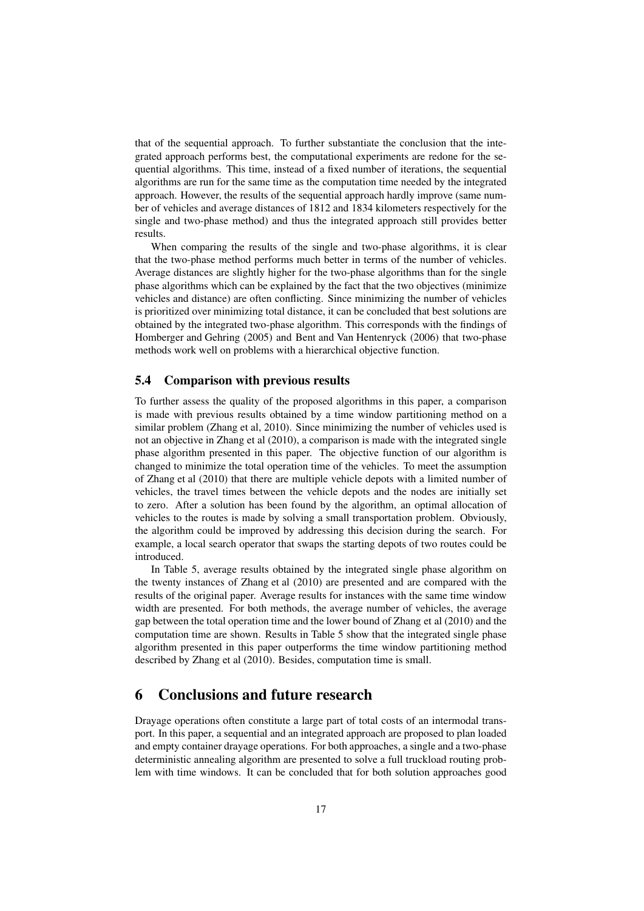that of the sequential approach. To further substantiate the conclusion that the integrated approach performs best, the computational experiments are redone for the sequential algorithms. This time, instead of a fixed number of iterations, the sequential algorithms are run for the same time as the computation time needed by the integrated approach. However, the results of the sequential approach hardly improve (same number of vehicles and average distances of 1812 and 1834 kilometers respectively for the single and two-phase method) and thus the integrated approach still provides better results.

When comparing the results of the single and two-phase algorithms, it is clear that the two-phase method performs much better in terms of the number of vehicles. Average distances are slightly higher for the two-phase algorithms than for the single phase algorithms which can be explained by the fact that the two objectives (minimize vehicles and distance) are often conflicting. Since minimizing the number of vehicles is prioritized over minimizing total distance, it can be concluded that best solutions are obtained by the integrated two-phase algorithm. This corresponds with the findings of Homberger and Gehring (2005) and Bent and Van Hentenryck (2006) that two-phase methods work well on problems with a hierarchical objective function.

### 5.4 Comparison with previous results

To further assess the quality of the proposed algorithms in this paper, a comparison is made with previous results obtained by a time window partitioning method on a similar problem (Zhang et al, 2010). Since minimizing the number of vehicles used is not an objective in Zhang et al (2010), a comparison is made with the integrated single phase algorithm presented in this paper. The objective function of our algorithm is changed to minimize the total operation time of the vehicles. To meet the assumption of Zhang et al (2010) that there are multiple vehicle depots with a limited number of vehicles, the travel times between the vehicle depots and the nodes are initially set to zero. After a solution has been found by the algorithm, an optimal allocation of vehicles to the routes is made by solving a small transportation problem. Obviously, the algorithm could be improved by addressing this decision during the search. For example, a local search operator that swaps the starting depots of two routes could be introduced.

In Table 5, average results obtained by the integrated single phase algorithm on the twenty instances of Zhang et al (2010) are presented and are compared with the results of the original paper. Average results for instances with the same time window width are presented. For both methods, the average number of vehicles, the average gap between the total operation time and the lower bound of Zhang et al (2010) and the computation time are shown. Results in Table 5 show that the integrated single phase algorithm presented in this paper outperforms the time window partitioning method described by Zhang et al (2010). Besides, computation time is small.

## 6 Conclusions and future research

Drayage operations often constitute a large part of total costs of an intermodal transport. In this paper, a sequential and an integrated approach are proposed to plan loaded and empty container drayage operations. For both approaches, a single and a two-phase deterministic annealing algorithm are presented to solve a full truckload routing problem with time windows. It can be concluded that for both solution approaches good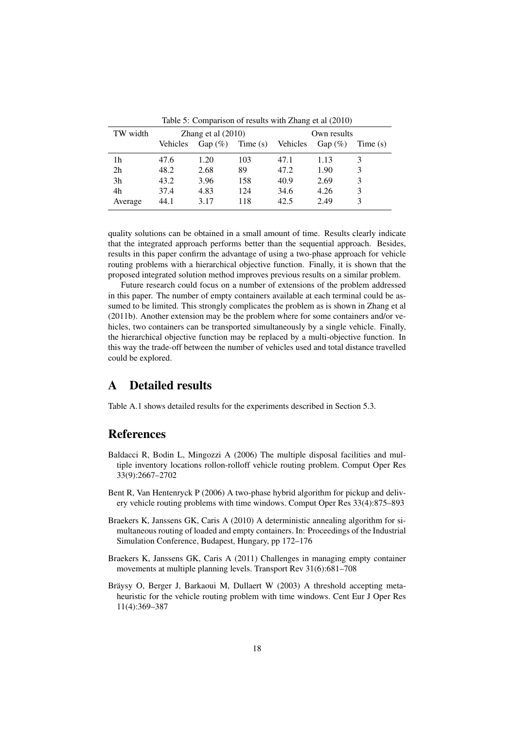Table 5: Comparison of results with Zhang et al (2010)

| TW width | Zhang et al (2010) | | | Own results | | |
|---|---|---|---|---|---|---|
| | Vehicles | Gap (%) | Time (s) | Vehicles | Gap (%) | Time (s) |
| 1h | 47.6 | 1.20 | 103 | 47.1 | 1.13 | 3 |
| 2h | 48.2 | 2.68 | 89 | 47.2 | 1.90 | 3 |
| 3h | 43.2 | 3.96 | 158 | 40.9 | 2.69 | 3 |
| 4h | 37.4 | 4.83 | 124 | 34.6 | 4.26 | 3 |
| Average | 44.1 | 3.17 | 118 | 42.5 | 2.49 | 3 |

quality solutions can be obtained in a small amount of time. Results clearly indicate that the integrated approach performs better than the sequential approach. Besides, results in this paper confirm the advantage of using a two-phase approach for vehicle routing problems with a hierarchical objective function. Finally, it is shown that the proposed integrated solution method improves previous results on a similar problem.

Future research could focus on a number of extensions of the problem addressed in this paper. The number of empty containers available at each terminal could be assumed to be limited. This strongly complicates the problem as is shown in Zhang et al (2011b). Another extension may be the problem where for some containers and/or vehicles, two containers can be transported simultaneously by a single vehicle. Finally, the hierarchical objective function may be replaced by a multi-objective function. In this way the trade-off between the number of vehicles used and total distance travelled could be explored.

# A Detailed results

Table A.1 shows detailed results for the experiments described in Section 5.3.

# References

Baldacci R, Bodin L, Mingozzi A (2006) The multiple disposal facilities and multiple inventory locations rollon-rolloff vehicle routing problem. Comput Oper Res 33(9):2667–2702

Bent R, Van Hentenryck P (2006) A two-phase hybrid algorithm for pickup and delivery vehicle routing problems with time windows. Comput Oper Res 33(4):875–893

Braekers K, Janssens GK, Caris A (2010) A deterministic annealing algorithm for simultaneous routing of loaded and empty containers. In: Proceedings of the Industrial Simulation Conference, Budapest, Hungary, pp 172–176

Braekers K, Janssens GK, Caris A (2011) Challenges in managing empty container movements at multiple planning levels. Transport Rev 31(6):681–708

Bräysy O, Berger J, Barkaoui M, Dullaert W (2003) A threshold accepting metaheuristic for the vehicle routing problem with time windows. Cent Eur J Oper Res 11(4):369–387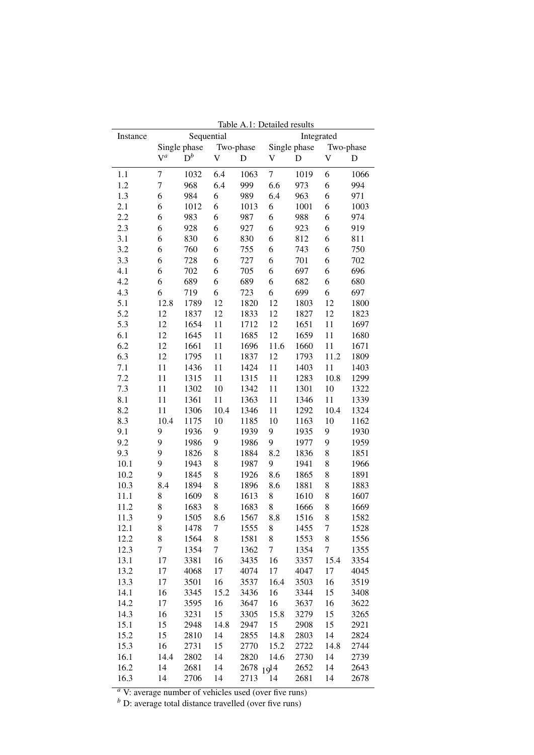Table A.1: Detailed results

| Instance | Sequential | | | | Integrated | | | |
|---|---|---|---|---|---|---|---|---|
| | Single phase | | Two-phase | | Single phase | | Two-phase | |
| | V[a] | D[b] | V | D | V | D | V | D |
| 1.1 | 7 | 1032 | 6.4 | 1063 | 7 | 1019 | 6 | 1066 |
| 1.2 | 7 | 968 | 6.4 | 999 | 6.6 | 973 | 6 | 994 |
| 1.3 | 6 | 984 | 6 | 989 | 6.4 | 963 | 6 | 971 |
| 2.1 | 6 | 1012 | 6 | 1013 | 6 | 1001 | 6 | 1003 |
| 2.2 | 6 | 983 | 6 | 987 | 6 | 988 | 6 | 974 |
| 2.3 | 6 | 928 | 6 | 927 | 6 | 923 | 6 | 919 |
| 3.1 | 6 | 830 | 6 | 830 | 6 | 812 | 6 | 811 |
| 3.2 | 6 | 760 | 6 | 755 | 6 | 743 | 6 | 750 |
| 3.3 | 6 | 728 | 6 | 727 | 6 | 701 | 6 | 702 |
| 4.1 | 6 | 702 | 6 | 705 | 6 | 697 | 6 | 696 |
| 4.2 | 6 | 689 | 6 | 689 | 6 | 682 | 6 | 680 |
| 4.3 | 6 | 719 | 6 | 723 | 6 | 699 | 6 | 697 |
| 5.1 | 12.8 | 1789 | 12 | 1820 | 12 | 1803 | 12 | 1800 |
| 5.2 | 12 | 1837 | 12 | 1833 | 12 | 1827 | 12 | 1823 |
| 5.3 | 12 | 1654 | 11 | 1712 | 12 | 1651 | 11 | 1697 |
| 6.1 | 12 | 1645 | 11 | 1685 | 12 | 1659 | 11 | 1680 |
| 6.2 | 12 | 1661 | 11 | 1696 | 11.6 | 1660 | 11 | 1671 |
| 6.3 | 12 | 1795 | 11 | 1837 | 12 | 1793 | 11.2 | 1809 |
| 7.1 | 11 | 1436 | 11 | 1424 | 11 | 1403 | 11 | 1403 |
| 7.2 | 11 | 1315 | 11 | 1315 | 11 | 1283 | 10.8 | 1299 |
| 7.3 | 11 | 1302 | 10 | 1342 | 11 | 1301 | 10 | 1322 |
| 8.1 | 11 | 1361 | 11 | 1363 | 11 | 1346 | 11 | 1339 |
| 8.2 | 11 | 1306 | 10.4 | 1346 | 11 | 1292 | 10.4 | 1324 |
| 8.3 | 10.4 | 1175 | 10 | 1185 | 10 | 1163 | 10 | 1162 |
| 9.1 | 9 | 1936 | 9 | 1939 | 9 | 1935 | 9 | 1930 |
| 9.2 | 9 | 1986 | 9 | 1986 | 9 | 1977 | 9 | 1959 |
| 9.3 | 9 | 1826 | 8 | 1884 | 8.2 | 1836 | 8 | 1851 |
| 10.1 | 9 | 1943 | 8 | 1987 | 9 | 1941 | 8 | 1966 |
| 10.2 | 9 | 1845 | 8 | 1926 | 8.6 | 1865 | 8 | 1891 |
| 10.3 | 8.4 | 1894 | 8 | 1896 | 8.6 | 1881 | 8 | 1883 |
| 11.1 | 8 | 1609 | 8 | 1613 | 8 | 1610 | 8 | 1607 |
| 11.2 | 8 | 1683 | 8 | 1683 | 8 | 1666 | 8 | 1669 |
| 11.3 | 9 | 1505 | 8.6 | 1567 | 8.8 | 1516 | 8 | 1582 |
| 12.1 | 8 | 1478 | 7 | 1555 | 8 | 1455 | 7 | 1528 |
| 12.2 | 8 | 1564 | 8 | 1581 | 8 | 1553 | 8 | 1556 |
| 12.3 | 7 | 1354 | 7 | 1362 | 7 | 1354 | 7 | 1355 |
| 13.1 | 17 | 3381 | 16 | 3435 | 16 | 3357 | 15.4 | 3354 |
| 13.2 | 17 | 4068 | 17 | 4074 | 17 | 4047 | 17 | 4045 |
| 13.3 | 17 | 3501 | 16 | 3537 | 16.4 | 3503 | 16 | 3519 |
| 14.1 | 16 | 3345 | 15.2 | 3436 | 16 | 3344 | 15 | 3408 |
| 14.2 | 17 | 3595 | 16 | 3647 | 16 | 3637 | 16 | 3622 |
| 14.3 | 16 | 3231 | 15 | 3305 | 15.8 | 3279 | 15 | 3265 |
| 15.1 | 15 | 2948 | 14.8 | 2947 | 15 | 2908 | 15 | 2921 |
| 15.2 | 15 | 2810 | 14 | 2855 | 14.8 | 2803 | 14 | 2824 |
| 15.3 | 16 | 2731 | 15 | 2770 | 15.2 | 2722 | 14.8 | 2744 |
| 16.1 | 14.4 | 2802 | 14 | 2820 | 14.6 | 2730 | 14 | 2739 |
| 16.2 | 14 | 2681 | 14 | 2678 | 14 | 2652 | 14 | 2643 |
| 16.3 | 14 | 2706 | 14 | 2713 | 14 | 2681 | 14 | 2678 |

[a] V: average number of vehicles used (over five runs)

[b] D: average total distance travelled (over five runs)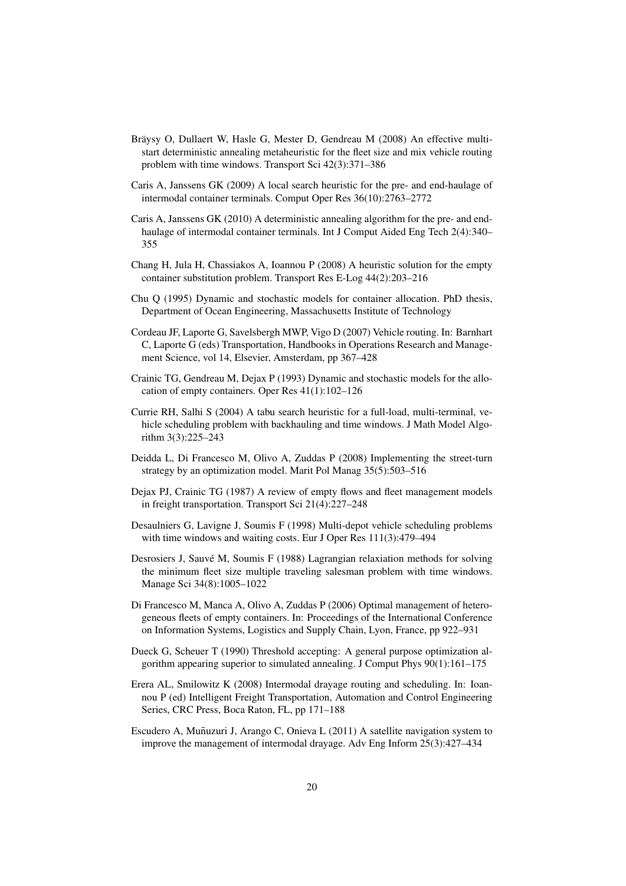Bräysy O, Dullaert W, Hasle G, Mester D, Gendreau M (2008) An effective multi-start deterministic annealing metaheuristic for the fleet size and mix vehicle routing problem with time windows. Transport Sci 42(3):371–386

Caris A, Janssens GK (2009) A local search heuristic for the pre- and end-haulage of intermodal container terminals. Comput Oper Res 36(10):2763–2772

Caris A, Janssens GK (2010) A deterministic annealing algorithm for the pre- and end-haulage of intermodal container terminals. Int J Comput Aided Eng Tech 2(4):340–355

Chang H, Jula H, Chassiakos A, Ioannou P (2008) A heuristic solution for the empty container substitution problem. Transport Res E-Log 44(2):203–216

Chu Q (1995) Dynamic and stochastic models for container allocation. PhD thesis, Department of Ocean Engineering, Massachusetts Institute of Technology

Cordeau JF, Laporte G, Savelsbergh MWP, Vigo D (2007) Vehicle routing. In: Barnhart C, Laporte G (eds) Transportation, Handbooks in Operations Research and Management Science, vol 14, Elsevier, Amsterdam, pp 367–428

Crainic TG, Gendreau M, Dejax P (1993) Dynamic and stochastic models for the allocation of empty containers. Oper Res 41(1):102–126

Currie RH, Salhi S (2004) A tabu search heuristic for a full-load, multi-terminal, vehicle scheduling problem with backhauling and time windows. J Math Model Algorithm 3(3):225–243

Deidda L, Di Francesco M, Olivo A, Zuddas P (2008) Implementing the street-turn strategy by an optimization model. Marit Pol Manag 35(5):503–516

Dejax PJ, Crainic TG (1987) A review of empty flows and fleet management models in freight transportation. Transport Sci 21(4):227–248

Desaulniers G, Lavigne J, Soumis F (1998) Multi-depot vehicle scheduling problems with time windows and waiting costs. Eur J Oper Res 111(3):479–494

Desrosiers J, Sauvé M, Soumis F (1988) Lagrangian relaxiation methods for solving the minimum fleet size multiple traveling salesman problem with time windows. Manage Sci 34(8):1005–1022

Di Francesco M, Manca A, Olivo A, Zuddas P (2006) Optimal management of heterogeneous fleets of empty containers. In: Proceedings of the International Conference on Information Systems, Logistics and Supply Chain, Lyon, France, pp 922–931

Dueck G, Scheuer T (1990) Threshold accepting: A general purpose optimization algorithm appearing superior to simulated annealing. J Comput Phys 90(1):161–175

Erera AL, Smilowitz K (2008) Intermodal drayage routing and scheduling. In: Ioannou P (ed) Intelligent Freight Transportation, Automation and Control Engineering Series, CRC Press, Boca Raton, FL, pp 171–188

Escudero A, Muñuzuri J, Arango C, Onieva L (2011) A satellite navigation system to improve the management of intermodal drayage. Adv Eng Inform 25(3):427–434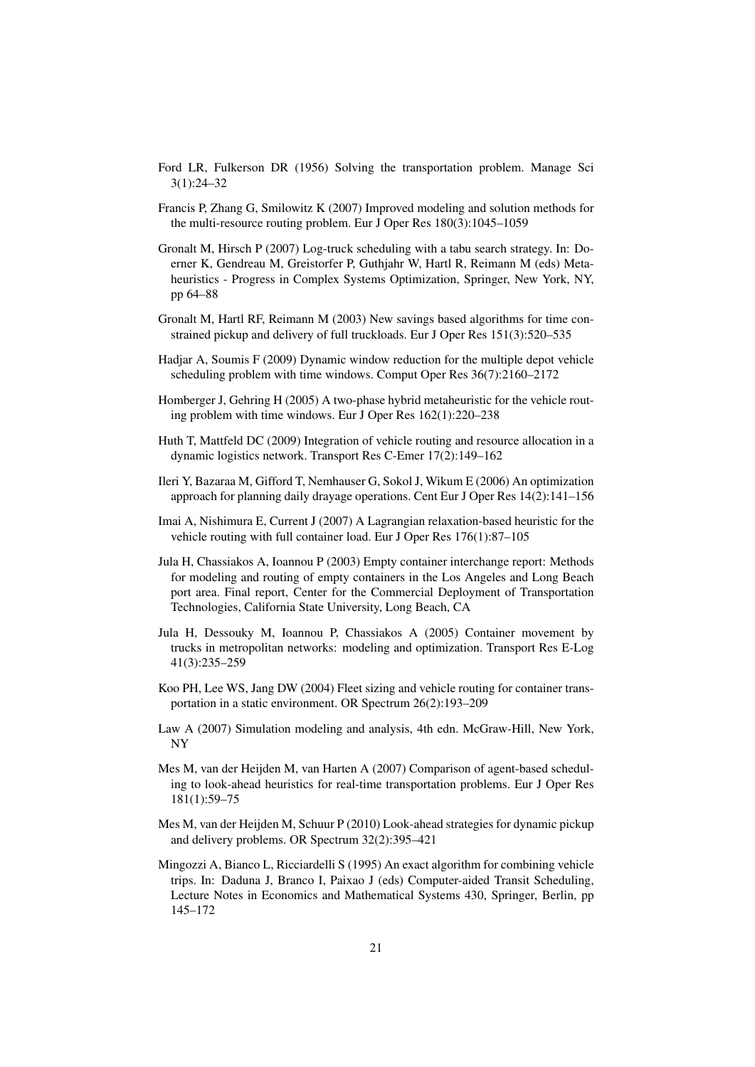Ford LR, Fulkerson DR (1956) Solving the transportation problem. Manage Sci 3(1):24–32

Francis P, Zhang G, Smilowitz K (2007) Improved modeling and solution methods for the multi-resource routing problem. Eur J Oper Res 180(3):1045–1059

Gronalt M, Hirsch P (2007) Log-truck scheduling with a tabu search strategy. In: Doerner K, Gendreau M, Greistorfer P, Guthjahr W, Hartl R, Reimann M (eds) Metaheuristics - Progress in Complex Systems Optimization, Springer, New York, NY, pp 64–88

Gronalt M, Hartl RF, Reimann M (2003) New savings based algorithms for time constrained pickup and delivery of full truckloads. Eur J Oper Res 151(3):520–535

Hadjar A, Soumis F (2009) Dynamic window reduction for the multiple depot vehicle scheduling problem with time windows. Comput Oper Res 36(7):2160–2172

Homberger J, Gehring H (2005) A two-phase hybrid metaheuristic for the vehicle routing problem with time windows. Eur J Oper Res 162(1):220–238

Huth T, Mattfeld DC (2009) Integration of vehicle routing and resource allocation in a dynamic logistics network. Transport Res C-Emer 17(2):149–162

Ileri Y, Bazaraa M, Gifford T, Nemhauser G, Sokol J, Wikum E (2006) An optimization approach for planning daily drayage operations. Cent Eur J Oper Res 14(2):141–156

Imai A, Nishimura E, Current J (2007) A Lagrangian relaxation-based heuristic for the vehicle routing with full container load. Eur J Oper Res 176(1):87–105

Jula H, Chassiakos A, Ioannou P (2003) Empty container interchange report: Methods for modeling and routing of empty containers in the Los Angeles and Long Beach port area. Final report, Center for the Commercial Deployment of Transportation Technologies, California State University, Long Beach, CA

Jula H, Dessouky M, Ioannou P, Chassiakos A (2005) Container movement by trucks in metropolitan networks: modeling and optimization. Transport Res E-Log 41(3):235–259

Koo PH, Lee WS, Jang DW (2004) Fleet sizing and vehicle routing for container transportation in a static environment. OR Spectrum 26(2):193–209

Law A (2007) Simulation modeling and analysis, 4th edn. McGraw-Hill, New York, NY

Mes M, van der Heijden M, van Harten A (2007) Comparison of agent-based scheduling to look-ahead heuristics for real-time transportation problems. Eur J Oper Res 181(1):59–75

Mes M, van der Heijden M, Schuur P (2010) Look-ahead strategies for dynamic pickup and delivery problems. OR Spectrum 32(2):395–421

Mingozzi A, Bianco L, Ricciardelli S (1995) An exact algorithm for combining vehicle trips. In: Daduna J, Branco I, Paixao J (eds) Computer-aided Transit Scheduling, Lecture Notes in Economics and Mathematical Systems 430, Springer, Berlin, pp 145–172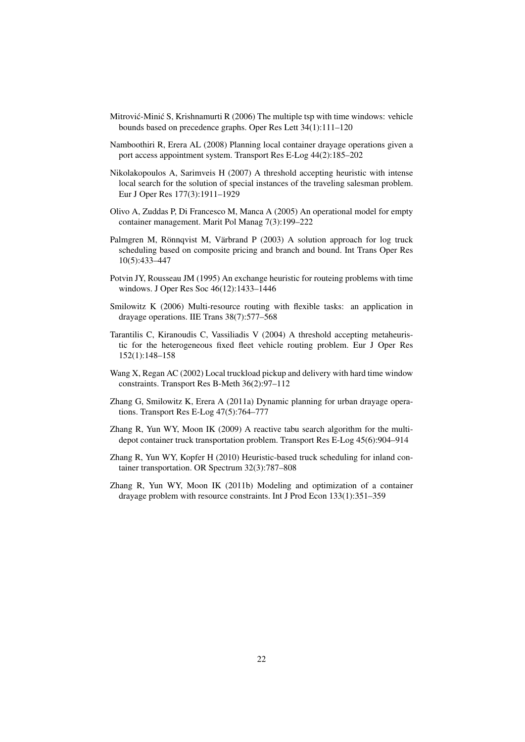Mitrović-Minić S, Krishnamurti R (2006) The multiple tsp with time windows: vehicle bounds based on precedence graphs. Oper Res Lett 34(1):111–120

Namboothiri R, Erera AL (2008) Planning local container drayage operations given a port access appointment system. Transport Res E-Log 44(2):185–202

Nikolakopoulos A, Sarimveis H (2007) A threshold accepting heuristic with intense local search for the solution of special instances of the traveling salesman problem. Eur J Oper Res 177(3):1911–1929

Olivo A, Zuddas P, Di Francesco M, Manca A (2005) An operational model for empty container management. Marit Pol Manag 7(3):199–222

Palmgren M, Rönnqvist M, Värbrand P (2003) A solution approach for log truck scheduling based on composite pricing and branch and bound. Int Trans Oper Res 10(5):433–447

Potvin JY, Rousseau JM (1995) An exchange heuristic for routeing problems with time windows. J Oper Res Soc 46(12):1433–1446

Smilowitz K (2006) Multi-resource routing with flexible tasks: an application in drayage operations. IIE Trans 38(7):577–568

Tarantilis C, Kiranoudis C, Vassiliadis V (2004) A threshold accepting metaheuristic for the heterogeneous fixed fleet vehicle routing problem. Eur J Oper Res 152(1):148–158

Wang X, Regan AC (2002) Local truckload pickup and delivery with hard time window constraints. Transport Res B-Meth 36(2):97–112

Zhang G, Smilowitz K, Erera A (2011a) Dynamic planning for urban drayage operations. Transport Res E-Log 47(5):764–777

Zhang R, Yun WY, Moon IK (2009) A reactive tabu search algorithm for the multi-depot container truck transportation problem. Transport Res E-Log 45(6):904–914

Zhang R, Yun WY, Kopfer H (2010) Heuristic-based truck scheduling for inland container transportation. OR Spectrum 32(3):787–808

Zhang R, Yun WY, Moon IK (2011b) Modeling and optimization of a container drayage problem with resource constraints. Int J Prod Econ 133(1):351–359